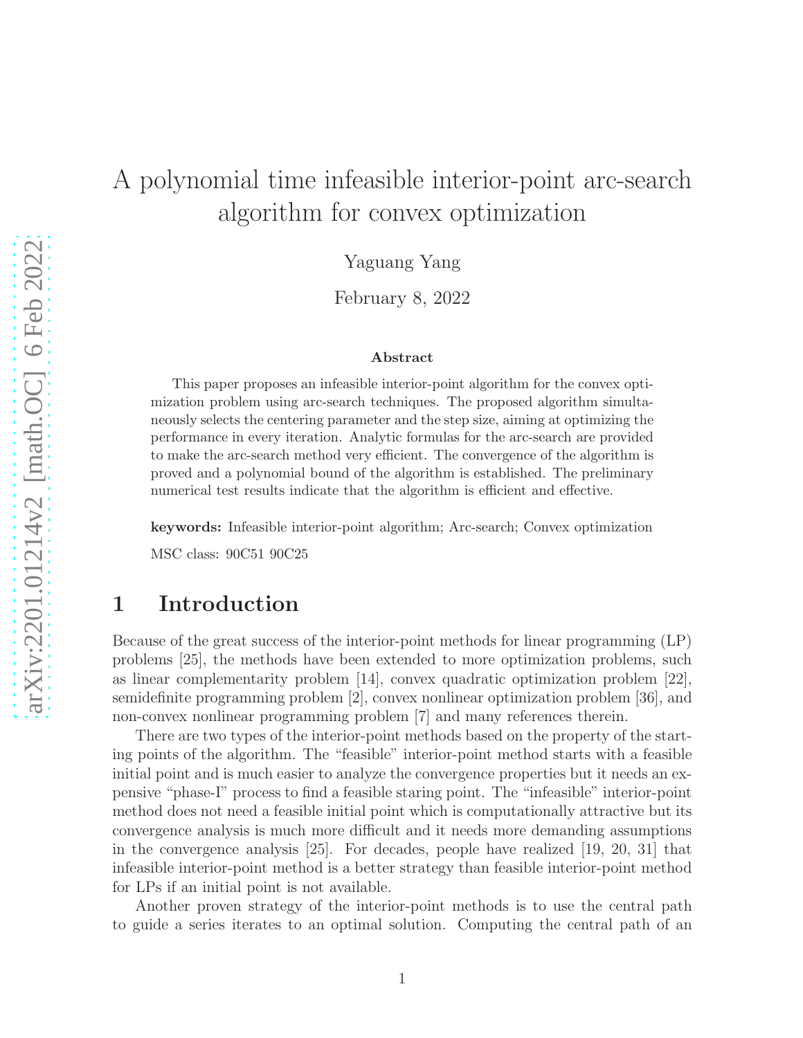# A polynomial time infeasible interior-point arc-search algorithm for convex optimization

Yaguang Yang

February 8, 2022

## Abstract

This paper proposes an infeasible interior-point algorithm for the convex optimization problem using arc-search techniques. The proposed algorithm simultaneously selects the centering parameter and the step size, aiming at optimizing the performance in every iteration. Analytic formulas for the arc-search are provided to make the arc-search method very efficient. The convergence of the algorithm is proved and a polynomial bound of the algorithm is established. The preliminary numerical test results indicate that the algorithm is efficient and effective.

**keywords:** Infeasible interior-point algorithm; Arc-search; Convex optimization

MSC class: 90C51 90C25

## 1 Introduction

Because of the great success of the interior-point methods for linear programming (LP) problems [25], the methods have been extended to more optimization problems, such as linear complementarity problem [14], convex quadratic optimization problem [22], semidefinite programming problem [2], convex nonlinear optimization problem [36], and non-convex nonlinear programming problem [7] and many references therein.

There are two types of the interior-point methods based on the property of the starting points of the algorithm. The "feasible" interior-point method starts with a feasible initial point and is much easier to analyze the convergence properties but it needs an expensive "phase-I" process to find a feasible staring point. The "infeasible" interior-point method does not need a feasible initial point which is computationally attractive but its convergence analysis is much more difficult and it needs more demanding assumptions in the convergence analysis [25]. For decades, people have realized [19, 20, 31] that infeasible interior-point method is a better strategy than feasible interior-point method for LPs if an initial point is not available.

Another proven strategy of the interior-point methods is to use the central path to guide a series iterates to an optimal solution. Computing the central path of an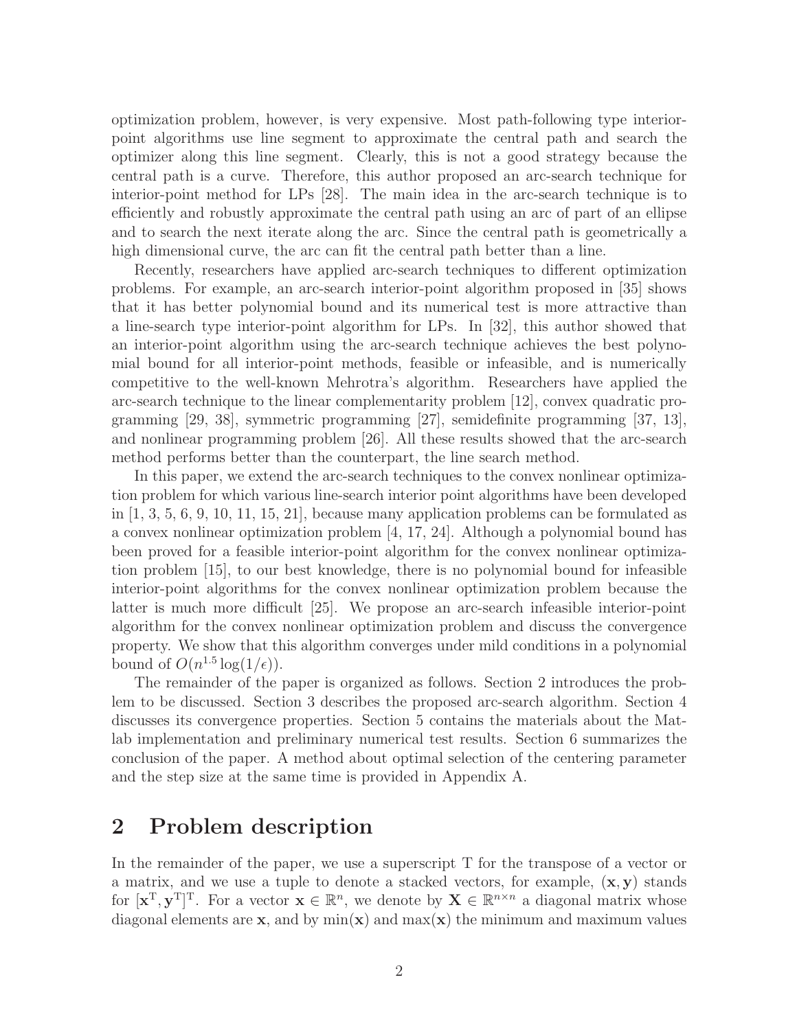optimization problem, however, is very expensive. Most path-following type interior-point algorithms use line segment to approximate the central path and search the optimizer along this line segment. Clearly, this is not a good strategy because the central path is a curve. Therefore, this author proposed an arc-search technique for interior-point method for LPs [28]. The main idea in the arc-search technique is to efficiently and robustly approximate the central path using an arc of part of an ellipse and to search the next iterate along the arc. Since the central path is geometrically a high dimensional curve, the arc can fit the central path better than a line.

Recently, researchers have applied arc-search techniques to different optimization problems. For example, an arc-search interior-point algorithm proposed in [35] shows that it has better polynomial bound and its numerical test is more attractive than a line-search type interior-point algorithm for LPs. In [32], this author showed that an interior-point algorithm using the arc-search technique achieves the best polynomial bound for all interior-point methods, feasible or infeasible, and is numerically competitive to the well-known Mehrotra's algorithm. Researchers have applied the arc-search technique to the linear complementarity problem [12], convex quadratic programming [29, 38], symmetric programming [27], semidefinite programming [37, 13], and nonlinear programming problem [26]. All these results showed that the arc-search method performs better than the counterpart, the line search method.

In this paper, we extend the arc-search techniques to the convex nonlinear optimization problem for which various line-search interior point algorithms have been developed in [1, 3, 5, 6, 9, 10, 11, 15, 21], because many application problems can be formulated as a convex nonlinear optimization problem [4, 17, 24]. Although a polynomial bound has been proved for a feasible interior-point algorithm for the convex nonlinear optimization problem [15], to our best knowledge, there is no polynomial bound for infeasible interior-point algorithms for the convex nonlinear optimization problem because the latter is much more difficult [25]. We propose an arc-search infeasible interior-point algorithm for the convex nonlinear optimization problem and discuss the convergence property. We show that this algorithm converges under mild conditions in a polynomial bound of $O(n^{1.5} \log(1/\epsilon))$.

The remainder of the paper is organized as follows. Section 2 introduces the problem to be discussed. Section 3 describes the proposed arc-search algorithm. Section 4 discusses its convergence properties. Section 5 contains the materials about the Matlab implementation and preliminary numerical test results. Section 6 summarizes the conclusion of the paper. A method about optimal selection of the centering parameter and the step size at the same time is provided in Appendix A.

## 2 Problem description

In the remainder of the paper, we use a superscript T for the transpose of a vector or a matrix, and we use a tuple to denote a stacked vectors, for example, $(\mathbf{x}, \mathbf{y})$ stands for $[\mathbf{x}^{\mathrm{T}}, \mathbf{y}^{\mathrm{T}}]^{\mathrm{T}}$. For a vector $\mathbf{x} \in \mathbb{R}^n$, we denote by $\mathbf{X} \in \mathbb{R}^{n \times n}$ a diagonal matrix whose diagonal elements are $\mathbf{x}$, and by $\min(\mathbf{x})$ and $\max(\mathbf{x})$ the minimum and maximum values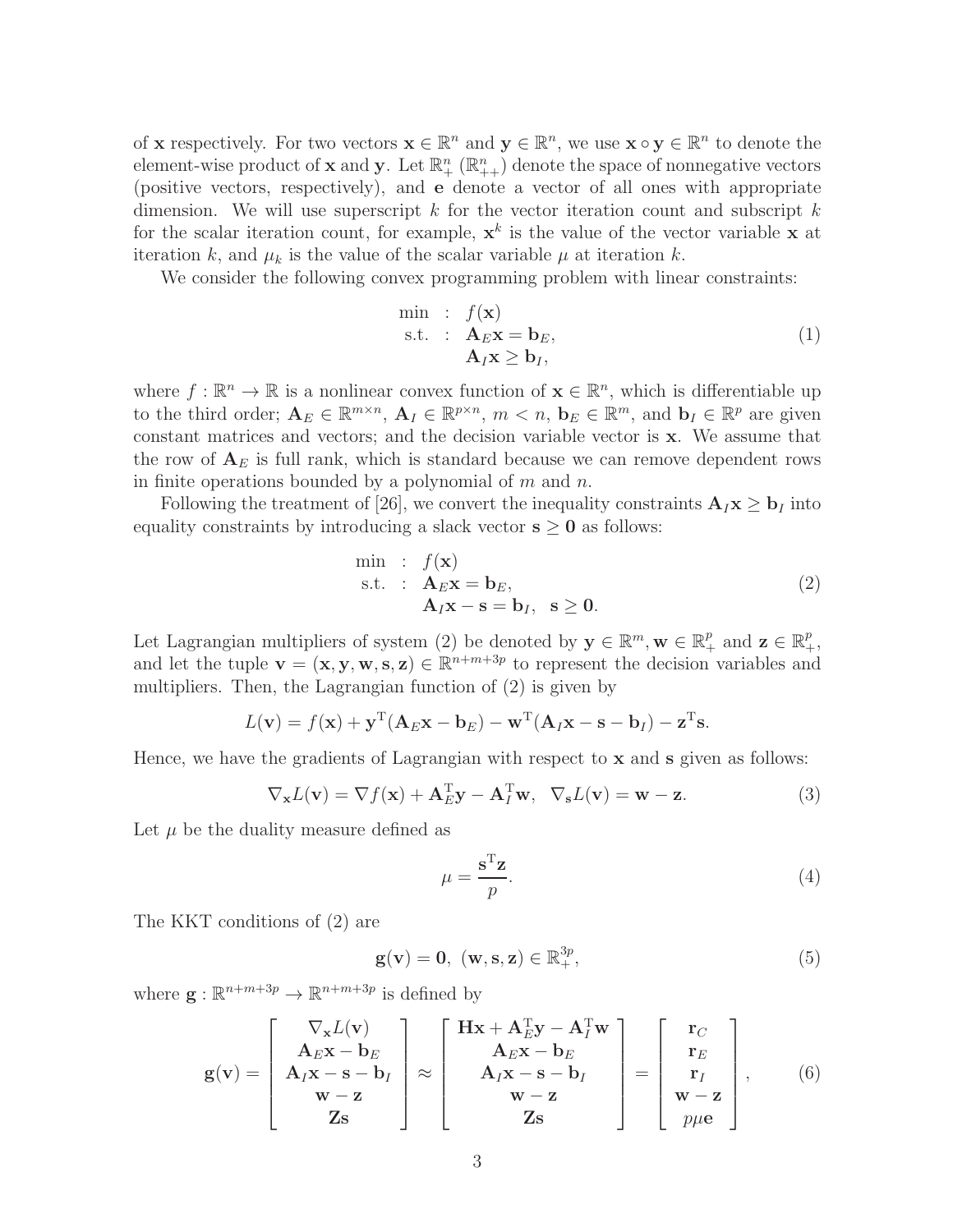of $\mathbf{x}$ respectively. For two vectors $\mathbf{x} \in \mathbb{R}^n$ and $\mathbf{y} \in \mathbb{R}^n$, we use $\mathbf{x} \circ \mathbf{y} \in \mathbb{R}^n$ to denote the element-wise product of $\mathbf{x}$ and $\mathbf{y}$. Let $\mathbb{R}^n_+$ ($\mathbb{R}^n_{++}$) denote the space of nonnegative vectors (positive vectors, respectively), and $\mathbf{e}$ denote a vector of all ones with appropriate dimension. We will use superscript $k$ for the vector iteration count and subscript $k$ for the scalar iteration count, for example, $\mathbf{x}^k$ is the value of the vector variable $\mathbf{x}$ at iteration $k$, and $\mu_k$ is the value of the scalar variable $\mu$ at iteration $k$.

We consider the following convex programming problem with linear constraints:

$$
\begin{array}{rl}
\min & : \ f(\mathbf{x}) \\
\text{s.t.} & : \ \mathbf{A}_E \mathbf{x} = \mathbf{b}_E, \\
& \ \ \ \mathbf{A}_I \mathbf{x} \geq \mathbf{b}_I,
\end{array}
\tag{1}
$$

where $f : \mathbb{R}^n \to \mathbb{R}$ is a nonlinear convex function of $\mathbf{x} \in \mathbb{R}^n$, which is differentiable up to the third order; $\mathbf{A}_E \in \mathbb{R}^{m \times n}$, $\mathbf{A}_I \in \mathbb{R}^{p \times n}$, $m < n$, $\mathbf{b}_E \in \mathbb{R}^m$, and $\mathbf{b}_I \in \mathbb{R}^p$ are given constant matrices and vectors; and the decision variable vector is $\mathbf{x}$. We assume that the row of $\mathbf{A}_E$ is full rank, which is standard because we can remove dependent rows in finite operations bounded by a polynomial of $m$ and $n$.

Following the treatment of [26], we convert the inequality constraints $\mathbf{A}_I \mathbf{x} \geq \mathbf{b}_I$ into equality constraints by introducing a slack vector $\mathbf{s} \geq \mathbf{0}$ as follows:

$$
\begin{array}{rl}
\min & : \ f(\mathbf{x}) \\
\text{s.t.} & : \ \mathbf{A}_E \mathbf{x} = \mathbf{b}_E, \\
& \ \ \ \mathbf{A}_I \mathbf{x} - \mathbf{s} = \mathbf{b}_I, \ \ \mathbf{s} \geq \mathbf{0}.
\end{array}
\tag{2}
$$

Let Lagrangian multipliers of system (2) be denoted by $\mathbf{y} \in \mathbb{R}^m, \mathbf{w} \in \mathbb{R}^p_+$ and $\mathbf{z} \in \mathbb{R}^p_+$, and let the tuple $\mathbf{v} = (\mathbf{x}, \mathbf{y}, \mathbf{w}, \mathbf{s}, \mathbf{z}) \in \mathbb{R}^{n+m+3p}$ to represent the decision variables and multipliers. Then, the Lagrangian function of (2) is given by

$$
L(\mathbf{v}) = f(\mathbf{x}) + \mathbf{y}^{\mathrm{T}}(\mathbf{A}_E \mathbf{x} - \mathbf{b}_E) - \mathbf{w}^{\mathrm{T}}(\mathbf{A}_I \mathbf{x} - \mathbf{s} - \mathbf{b}_I) - \mathbf{z}^{\mathrm{T}}\mathbf{s}.
$$

Hence, we have the gradients of Lagrangian with respect to $\mathbf{x}$ and $\mathbf{s}$ given as follows:

$$
\nabla_{\mathbf{x}} L(\mathbf{v}) = \nabla f(\mathbf{x}) + \mathbf{A}_E^{\mathrm{T}} \mathbf{y} - \mathbf{A}_I^{\mathrm{T}} \mathbf{w}, \ \ \nabla_{\mathbf{s}} L(\mathbf{v}) = \mathbf{w} - \mathbf{z}. \tag{3}
$$

Let $\mu$ be the duality measure defined as

$$
\mu = \frac{\mathbf{s}^{\mathrm{T}} \mathbf{z}}{p}. \tag{4}
$$

The KKT conditions of (2) are

$$
\mathbf{g}(\mathbf{v}) = \mathbf{0}, \ (\mathbf{w}, \mathbf{s}, \mathbf{z}) \in \mathbb{R}^{3p}_+, \tag{5}
$$

where $\mathbf{g} : \mathbb{R}^{n+m+3p} \to \mathbb{R}^{n+m+3p}$ is defined by

$$
\mathbf{g}(\mathbf{v}) = \begin{bmatrix} \nabla_{\mathbf{x}} L(\mathbf{v}) \\ \mathbf{A}_E \mathbf{x} - \mathbf{b}_E \\ \mathbf{A}_I \mathbf{x} - \mathbf{s} - \mathbf{b}_I \\ \mathbf{w} - \mathbf{z} \\ \mathbf{Z}\mathbf{s} \end{bmatrix} \approx \begin{bmatrix} \mathbf{H}\mathbf{x} + \mathbf{A}_E^{\mathrm{T}} \mathbf{y} - \mathbf{A}_I^{\mathrm{T}} \mathbf{w} \\ \mathbf{A}_E \mathbf{x} - \mathbf{b}_E \\ \mathbf{A}_I \mathbf{x} - \mathbf{s} - \mathbf{b}_I \\ \mathbf{w} - \mathbf{z} \\ \mathbf{Z}\mathbf{s} \end{bmatrix} = \begin{bmatrix} \mathbf{r}_C \\ \mathbf{r}_E \\ \mathbf{r}_I \\ \mathbf{w} - \mathbf{z} \\ p\mu\mathbf{e} \end{bmatrix}, \tag{6}
$$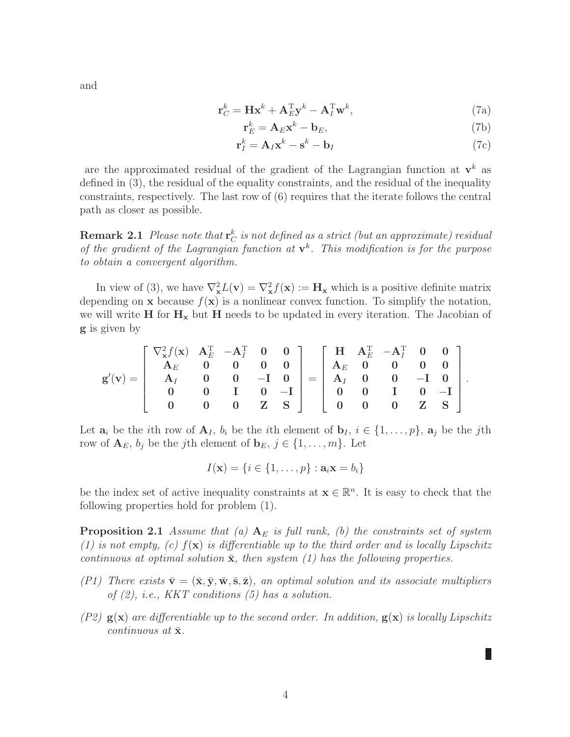and

$$\mathbf{r}_C^k = \mathbf{H}\mathbf{x}^k + \mathbf{A}_E^{\mathrm{T}}\mathbf{y}^k - \mathbf{A}_I^{\mathrm{T}}\mathbf{w}^k, \tag{7a}$$

$$\mathbf{r}_E^k = \mathbf{A}_E\mathbf{x}^k - \mathbf{b}_E, \tag{7b}$$

$$\mathbf{r}_I^k = \mathbf{A}_I\mathbf{x}^k - \mathbf{s}^k - \mathbf{b}_I \tag{7c}$$

are the approximated residual of the gradient of the Lagrangian function at $\mathbf{v}^k$ as defined in (3), the residual of the equality constraints, and the residual of the inequality constraints, respectively. The last row of (6) requires that the iterate follows the central path as closer as possible.

**Remark 2.1** *Please note that $\mathbf{r}_C^k$ is not defined as a strict (but an approximate) residual of the gradient of the Lagrangian function at $\mathbf{v}^k$. This modification is for the purpose to obtain a convergent algorithm.*

In view of (3), we have $\nabla_{\mathbf{x}}^2 L(\mathbf{v}) = \nabla_{\mathbf{x}}^2 f(\mathbf{x}) := \mathbf{H}_{\mathbf{x}}$ which is a positive definite matrix depending on $\mathbf{x}$ because $f(\mathbf{x})$ is a nonlinear convex function. To simplify the notation, we will write $\mathbf{H}$ for $\mathbf{H}_{\mathbf{x}}$ but $\mathbf{H}$ needs to be updated in every iteration. The Jacobian of $\mathbf{g}$ is given by

$$\mathbf{g}'(\mathbf{v}) = \begin{bmatrix} \nabla_{\mathbf{x}}^2 f(\mathbf{x}) & \mathbf{A}_E^{\mathrm{T}} & -\mathbf{A}_I^{\mathrm{T}} & \mathbf{0} & \mathbf{0} \\ \mathbf{A}_E & \mathbf{0} & \mathbf{0} & \mathbf{0} & \mathbf{0} \\ \mathbf{A}_I & \mathbf{0} & \mathbf{0} & -\mathbf{I} & \mathbf{0} \\ \mathbf{0} & \mathbf{0} & \mathbf{I} & \mathbf{0} & -\mathbf{I} \\ \mathbf{0} & \mathbf{0} & \mathbf{0} & \mathbf{Z} & \mathbf{S} \end{bmatrix} = \begin{bmatrix} \mathbf{H} & \mathbf{A}_E^{\mathrm{T}} & -\mathbf{A}_I^{\mathrm{T}} & \mathbf{0} & \mathbf{0} \\ \mathbf{A}_E & \mathbf{0} & \mathbf{0} & \mathbf{0} & \mathbf{0} \\ \mathbf{A}_I & \mathbf{0} & \mathbf{0} & -\mathbf{I} & \mathbf{0} \\ \mathbf{0} & \mathbf{0} & \mathbf{I} & \mathbf{0} & -\mathbf{I} \\ \mathbf{0} & \mathbf{0} & \mathbf{0} & \mathbf{Z} & \mathbf{S} \end{bmatrix}.$$

Let $\mathbf{a}_i$ be the $i$th row of $\mathbf{A}_I$, $b_i$ be the $i$th element of $\mathbf{b}_I$, $i \in \{1, \ldots, p\}$, $\mathbf{a}_j$ be the $j$th row of $\mathbf{A}_E$, $b_j$ be the $j$th element of $\mathbf{b}_E$, $j \in \{1, \ldots, m\}$. Let

$$I(\mathbf{x}) = \{i \in \{1, \ldots, p\} : \mathbf{a}_i\mathbf{x} = b_i\}$$

be the index set of active inequality constraints at $\mathbf{x} \in \mathbb{R}^n$. It is easy to check that the following properties hold for problem (1).

**Proposition 2.1** *Assume that (a) $\mathbf{A}_E$ is full rank, (b) the constraints set of system (1) is not empty, (c) $f(\mathbf{x})$ is differentiable up to the third order and is locally Lipschitz continuous at optimal solution $\bar{\mathbf{x}}$, then system (1) has the following properties.*

- *(P1) There exists $\bar{\mathbf{v}} = (\bar{\mathbf{x}}, \bar{\mathbf{y}}, \bar{\mathbf{w}}, \bar{\mathbf{s}}, \bar{\mathbf{z}})$, an optimal solution and its associate multipliers of (2), i.e., KKT conditions (5) has a solution.*
- *(P2) $\mathbf{g}(\mathbf{x})$ are differentiable up to the second order. In addition, $\mathbf{g}(\mathbf{x})$ is locally Lipschitz continuous at $\bar{\mathbf{x}}$.*

∎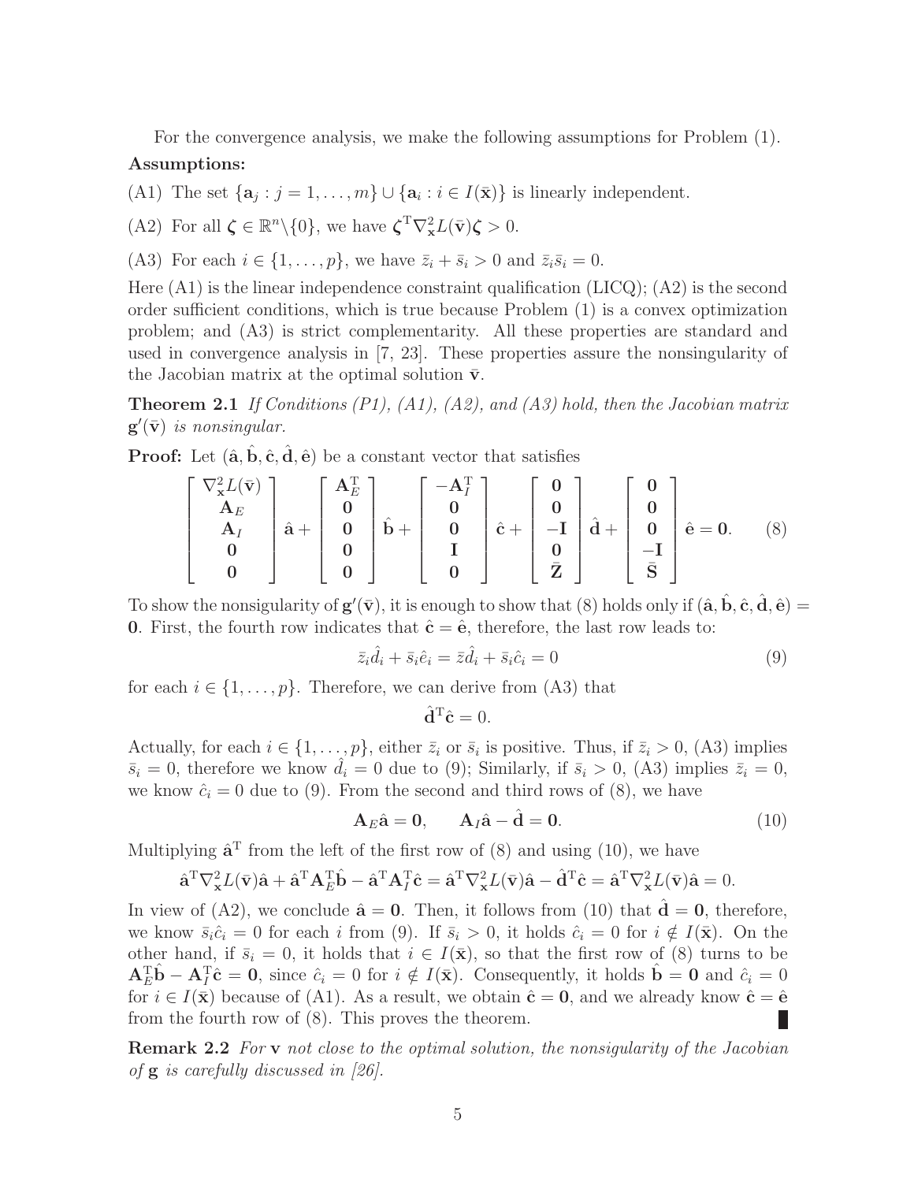For the convergence analysis, we make the following assumptions for Problem (1).

**Assumptions:**

(A1) The set $\{\mathbf{a}_j : j = 1, \ldots, m\} \cup \{\mathbf{a}_i : i \in I(\bar{\mathbf{x}})\}$ is linearly independent.

(A2) For all $\boldsymbol{\zeta} \in \mathbb{R}^n \backslash \{0\}$, we have $\boldsymbol{\zeta}^{\mathrm{T}} \nabla_{\mathbf{x}}^2 L(\bar{\mathbf{v}}) \boldsymbol{\zeta} > 0$.

(A3) For each $i \in \{1, \ldots, p\}$, we have $\bar{z}_i + \bar{s}_i > 0$ and $\bar{z}_i \bar{s}_i = 0$.

Here (A1) is the linear independence constraint qualification (LICQ); (A2) is the second order sufficient conditions, which is true because Problem (1) is a convex optimization problem; and (A3) is strict complementarity. All these properties are standard and used in convergence analysis in [7, 23]. These properties assure the nonsingularity of the Jacobian matrix at the optimal solution $\bar{\mathbf{v}}$.

**Theorem 2.1** *If Conditions (P1), (A1), (A2), and (A3) hold, then the Jacobian matrix $\mathbf{g}'(\bar{\mathbf{v}})$ is nonsingular.*

**Proof:** Let $(\hat{\mathbf{a}}, \hat{\mathbf{b}}, \hat{\mathbf{c}}, \hat{\mathbf{d}}, \hat{\mathbf{e}})$ be a constant vector that satisfies

$$
\begin{bmatrix} \nabla_{\mathbf{x}}^2 L(\bar{\mathbf{v}}) \\ \mathbf{A}_E \\ \mathbf{A}_I \\ \mathbf{0} \\ \mathbf{0} \end{bmatrix} \hat{\mathbf{a}} + \begin{bmatrix} \mathbf{A}_E^{\mathrm{T}} \\ \mathbf{0} \\ \mathbf{0} \\ \mathbf{0} \\ \mathbf{0} \end{bmatrix} \hat{\mathbf{b}} + \begin{bmatrix} -\mathbf{A}_I^{\mathrm{T}} \\ \mathbf{0} \\ \mathbf{0} \\ \mathbf{I} \\ \mathbf{0} \end{bmatrix} \hat{\mathbf{c}} + \begin{bmatrix} \mathbf{0} \\ \mathbf{0} \\ -\mathbf{I} \\ \mathbf{0} \\ \bar{\mathbf{Z}} \end{bmatrix} \hat{\mathbf{d}} + \begin{bmatrix} \mathbf{0} \\ \mathbf{0} \\ \mathbf{0} \\ -\mathbf{I} \\ \bar{\mathbf{S}} \end{bmatrix} \hat{\mathbf{e}} = \mathbf{0}. \tag{8}
$$

To show the nonsingularity of $\mathbf{g}'(\bar{\mathbf{v}})$, it is enough to show that (8) holds only if $(\hat{\mathbf{a}}, \hat{\mathbf{b}}, \hat{\mathbf{c}}, \hat{\mathbf{d}}, \hat{\mathbf{e}}) = \mathbf{0}$. First, the fourth row indicates that $\hat{\mathbf{c}} = \hat{\mathbf{e}}$, therefore, the last row leads to:

$$
\bar{z}_i \hat{d}_i + \bar{s}_i \hat{e}_i = \bar{z} \hat{d}_i + \bar{s}_i \hat{c}_i = 0 \tag{9}
$$

for each $i \in \{1, \ldots, p\}$. Therefore, we can derive from (A3) that

$$
\hat{\mathbf{d}}^{\mathrm{T}} \hat{\mathbf{c}} = 0.
$$

Actually, for each $i \in \{1, \ldots, p\}$, either $\bar{z}_i$ or $\bar{s}_i$ is positive. Thus, if $\bar{z}_i > 0$, (A3) implies $\bar{s}_i = 0$, therefore we know $\hat{d}_i = 0$ due to (9); Similarly, if $\bar{s}_i > 0$, (A3) implies $\bar{z}_i = 0$, we know $\hat{c}_i = 0$ due to (9). From the second and third rows of (8), we have

$$
\mathbf{A}_E \hat{\mathbf{a}} = \mathbf{0}, \qquad \mathbf{A}_I \hat{\mathbf{a}} - \hat{\mathbf{d}} = \mathbf{0}. \tag{10}
$$

Multiplying $\hat{\mathbf{a}}^{\mathrm{T}}$ from the left of the first row of (8) and using (10), we have

$$
\hat{\mathbf{a}}^{\mathrm{T}} \nabla_{\mathbf{x}}^2 L(\bar{\mathbf{v}}) \hat{\mathbf{a}} + \hat{\mathbf{a}}^{\mathrm{T}} \mathbf{A}_E^{\mathrm{T}} \hat{\mathbf{b}} - \hat{\mathbf{a}}^{\mathrm{T}} \mathbf{A}_I^{\mathrm{T}} \hat{\mathbf{c}} = \hat{\mathbf{a}}^{\mathrm{T}} \nabla_{\mathbf{x}}^2 L(\bar{\mathbf{v}}) \hat{\mathbf{a}} - \hat{\mathbf{d}}^{\mathrm{T}} \hat{\mathbf{c}} = \hat{\mathbf{a}}^{\mathrm{T}} \nabla_{\mathbf{x}}^2 L(\bar{\mathbf{v}}) \hat{\mathbf{a}} = 0.
$$

In view of (A2), we conclude $\hat{\mathbf{a}} = \mathbf{0}$. Then, it follows from (10) that $\hat{\mathbf{d}} = \mathbf{0}$, therefore, we know $\bar{s}_i \hat{c}_i = 0$ for each $i$ from (9). If $\bar{s}_i > 0$, it holds $\hat{c}_i = 0$ for $i \notin I(\bar{\mathbf{x}})$. On the other hand, if $\bar{s}_i = 0$, it holds that $i \in I(\bar{\mathbf{x}})$, so that the first row of (8) turns to be $\mathbf{A}_E^{\mathrm{T}} \hat{\mathbf{b}} - \mathbf{A}_I^{\mathrm{T}} \hat{\mathbf{c}} = \mathbf{0}$, since $\hat{c}_i = 0$ for $i \notin I(\bar{\mathbf{x}})$. Consequently, it holds $\hat{\mathbf{b}} = \mathbf{0}$ and $\hat{c}_i = 0$ for $i \in I(\bar{\mathbf{x}})$ because of (A1). As a result, we obtain $\hat{\mathbf{c}} = \mathbf{0}$, and we already know $\hat{\mathbf{c}} = \hat{\mathbf{e}}$ from the fourth row of (8). This proves the theorem. ∎

**Remark 2.2** *For $\mathbf{v}$ not close to the optimal solution, the nonsingularity of the Jacobian of $\mathbf{g}$ is carefully discussed in [26].*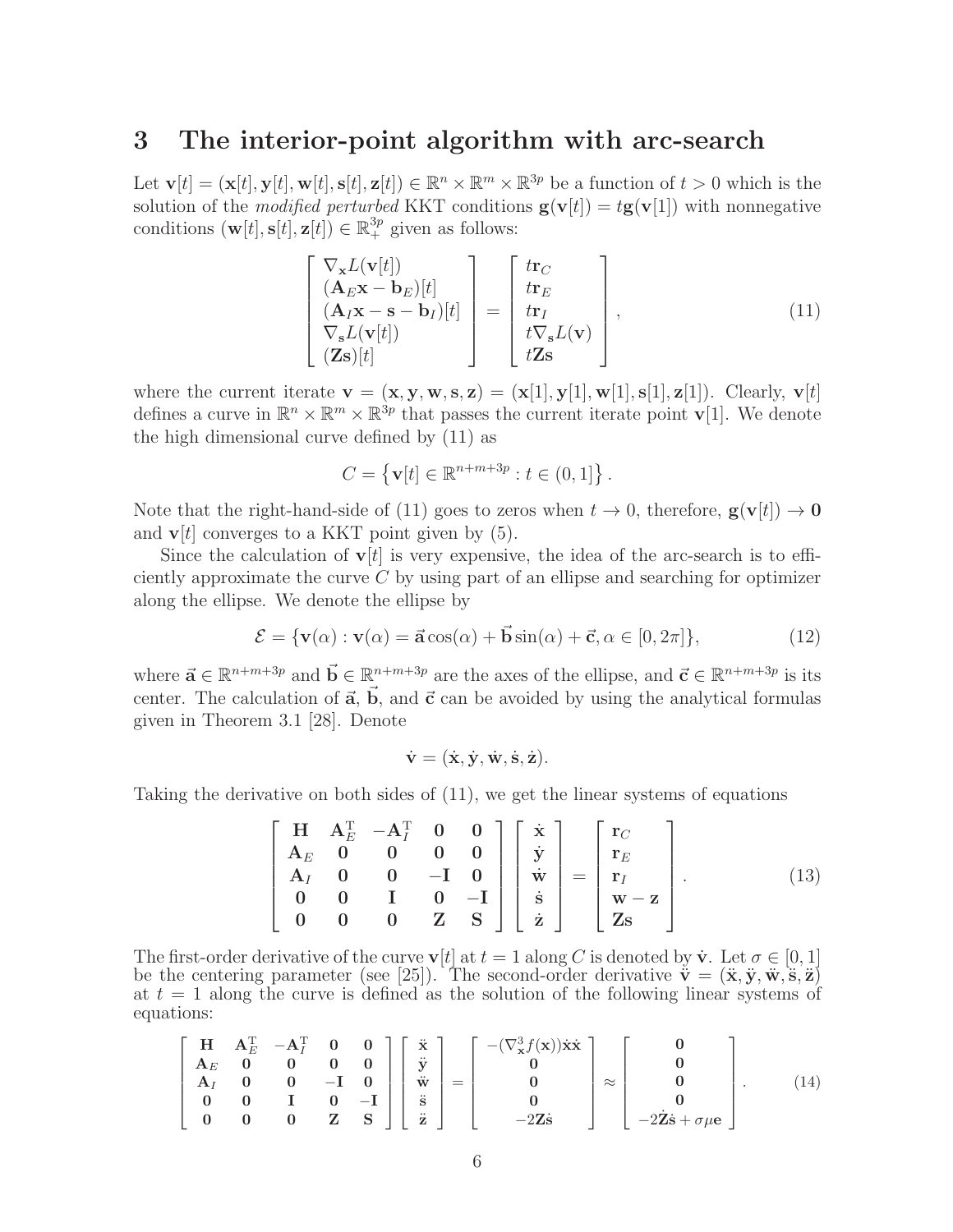## 3 The interior-point algorithm with arc-search

Let $\mathbf{v}[t] = (\mathbf{x}[t], \mathbf{y}[t], \mathbf{w}[t], \mathbf{s}[t], \mathbf{z}[t]) \in \mathbb{R}^n \times \mathbb{R}^m \times \mathbb{R}^{3p}$ be a function of $t > 0$ which is the solution of the *modified perturbed* KKT conditions $\mathbf{g}(\mathbf{v}[t]) = t\mathbf{g}(\mathbf{v}[1])$ with nonnegative conditions $(\mathbf{w}[t], \mathbf{s}[t], \mathbf{z}[t]) \in \mathbb{R}^{3p}_+$ given as follows:

$$
\begin{bmatrix}
\nabla_{\mathbf{x}} L(\mathbf{v}[t]) \\
(\mathbf{A}_E \mathbf{x} - \mathbf{b}_E)[t] \\
(\mathbf{A}_I \mathbf{x} - \mathbf{s} - \mathbf{b}_I)[t] \\
\nabla_{\mathbf{s}} L(\mathbf{v}[t]) \\
(\mathbf{Z}\mathbf{s})[t]
\end{bmatrix}
=
\begin{bmatrix}
t\mathbf{r}_C \\
t\mathbf{r}_E \\
t\mathbf{r}_I \\
t\nabla_{\mathbf{s}} L(\mathbf{v}) \\
t\mathbf{Z}\mathbf{s}
\end{bmatrix},
\tag{11}
$$

where the current iterate $\mathbf{v} = (\mathbf{x}, \mathbf{y}, \mathbf{w}, \mathbf{s}, \mathbf{z}) = (\mathbf{x}[1], \mathbf{y}[1], \mathbf{w}[1], \mathbf{s}[1], \mathbf{z}[1])$. Clearly, $\mathbf{v}[t]$ defines a curve in $\mathbb{R}^n \times \mathbb{R}^m \times \mathbb{R}^{3p}$ that passes the current iterate point $\mathbf{v}[1]$. We denote the high dimensional curve defined by (11) as

$$
C = \left\{ \mathbf{v}[t] \in \mathbb{R}^{n+m+3p} : t \in (0, 1] \right\}.
$$

Note that the right-hand-side of (11) goes to zeros when $t \to 0$, therefore, $\mathbf{g}(\mathbf{v}[t]) \to \mathbf{0}$ and $\mathbf{v}[t]$ converges to a KKT point given by (5).

Since the calculation of $\mathbf{v}[t]$ is very expensive, the idea of the arc-search is to efficiently approximate the curve $C$ by using part of an ellipse and searching for optimizer along the ellipse. We denote the ellipse by

$$
\mathcal{E} = \{ \mathbf{v}(\alpha) : \mathbf{v}(\alpha) = \vec{\mathbf{a}} \cos(\alpha) + \vec{\mathbf{b}} \sin(\alpha) + \vec{\mathbf{c}}, \alpha \in [0, 2\pi] \},
\tag{12}
$$

where $\vec{\mathbf{a}} \in \mathbb{R}^{n+m+3p}$ and $\vec{\mathbf{b}} \in \mathbb{R}^{n+m+3p}$ are the axes of the ellipse, and $\vec{\mathbf{c}} \in \mathbb{R}^{n+m+3p}$ is its center. The calculation of $\vec{\mathbf{a}}$, $\vec{\mathbf{b}}$, and $\vec{\mathbf{c}}$ can be avoided by using the analytical formulas given in Theorem 3.1 [28]. Denote

$$
\dot{\mathbf{v}} = (\dot{\mathbf{x}}, \dot{\mathbf{y}}, \dot{\mathbf{w}}, \dot{\mathbf{s}}, \dot{\mathbf{z}}).
$$

Taking the derivative on both sides of (11), we get the linear systems of equations

$$
\begin{bmatrix}
\mathbf{H} & \mathbf{A}_E^{\mathrm{T}} & -\mathbf{A}_I^{\mathrm{T}} & \mathbf{0} & \mathbf{0} \\
\mathbf{A}_E & \mathbf{0} & \mathbf{0} & \mathbf{0} & \mathbf{0} \\
\mathbf{A}_I & \mathbf{0} & \mathbf{0} & -\mathbf{I} & \mathbf{0} \\
\mathbf{0} & \mathbf{0} & \mathbf{I} & \mathbf{0} & -\mathbf{I} \\
\mathbf{0} & \mathbf{0} & \mathbf{0} & \mathbf{Z} & \mathbf{S}
\end{bmatrix}
\begin{bmatrix}
\dot{\mathbf{x}} \\
\dot{\mathbf{y}} \\
\dot{\mathbf{w}} \\
\dot{\mathbf{s}} \\
\dot{\mathbf{z}}
\end{bmatrix}
=
\begin{bmatrix}
\mathbf{r}_C \\
\mathbf{r}_E \\
\mathbf{r}_I \\
\mathbf{w} - \mathbf{z} \\
\mathbf{Z}\mathbf{s}
\end{bmatrix}.
\tag{13}
$$

The first-order derivative of the curve $\mathbf{v}[t]$ at $t = 1$ along $C$ is denoted by $\dot{\mathbf{v}}$. Let $\sigma \in [0, 1]$ be the centering parameter (see [25]). The second-order derivative $\ddot{\mathbf{v}} = (\ddot{\mathbf{x}}, \ddot{\mathbf{y}}, \ddot{\mathbf{w}}, \ddot{\mathbf{s}}, \ddot{\mathbf{z}})$ at $t = 1$ along the curve is defined as the solution of the following linear systems of equations:

$$
\begin{bmatrix}
\mathbf{H} & \mathbf{A}_E^{\mathrm{T}} & -\mathbf{A}_I^{\mathrm{T}} & \mathbf{0} & \mathbf{0} \\
\mathbf{A}_E & \mathbf{0} & \mathbf{0} & \mathbf{0} & \mathbf{0} \\
\mathbf{A}_I & \mathbf{0} & \mathbf{0} & -\mathbf{I} & \mathbf{0} \\
\mathbf{0} & \mathbf{0} & \mathbf{I} & \mathbf{0} & -\mathbf{I} \\
\mathbf{0} & \mathbf{0} & \mathbf{0} & \mathbf{Z} & \mathbf{S}
\end{bmatrix}
\begin{bmatrix}
\ddot{\mathbf{x}} \\
\ddot{\mathbf{y}} \\
\ddot{\mathbf{w}} \\
\ddot{\mathbf{s}} \\
\ddot{\mathbf{z}}
\end{bmatrix}
=
\begin{bmatrix}
-(\nabla^3_{\mathbf{x}} f(\mathbf{x}))\dot{\mathbf{x}}\dot{\mathbf{x}} \\
\mathbf{0} \\
\mathbf{0} \\
\mathbf{0} \\
-2\dot{\mathbf{Z}}\dot{\mathbf{s}}
\end{bmatrix}
\approx
\begin{bmatrix}
\mathbf{0} \\
\mathbf{0} \\
\mathbf{0} \\
\mathbf{0} \\
-2\dot{\mathbf{Z}}\dot{\mathbf{s}} + \sigma\mu\mathbf{e}
\end{bmatrix}.
\tag{14}
$$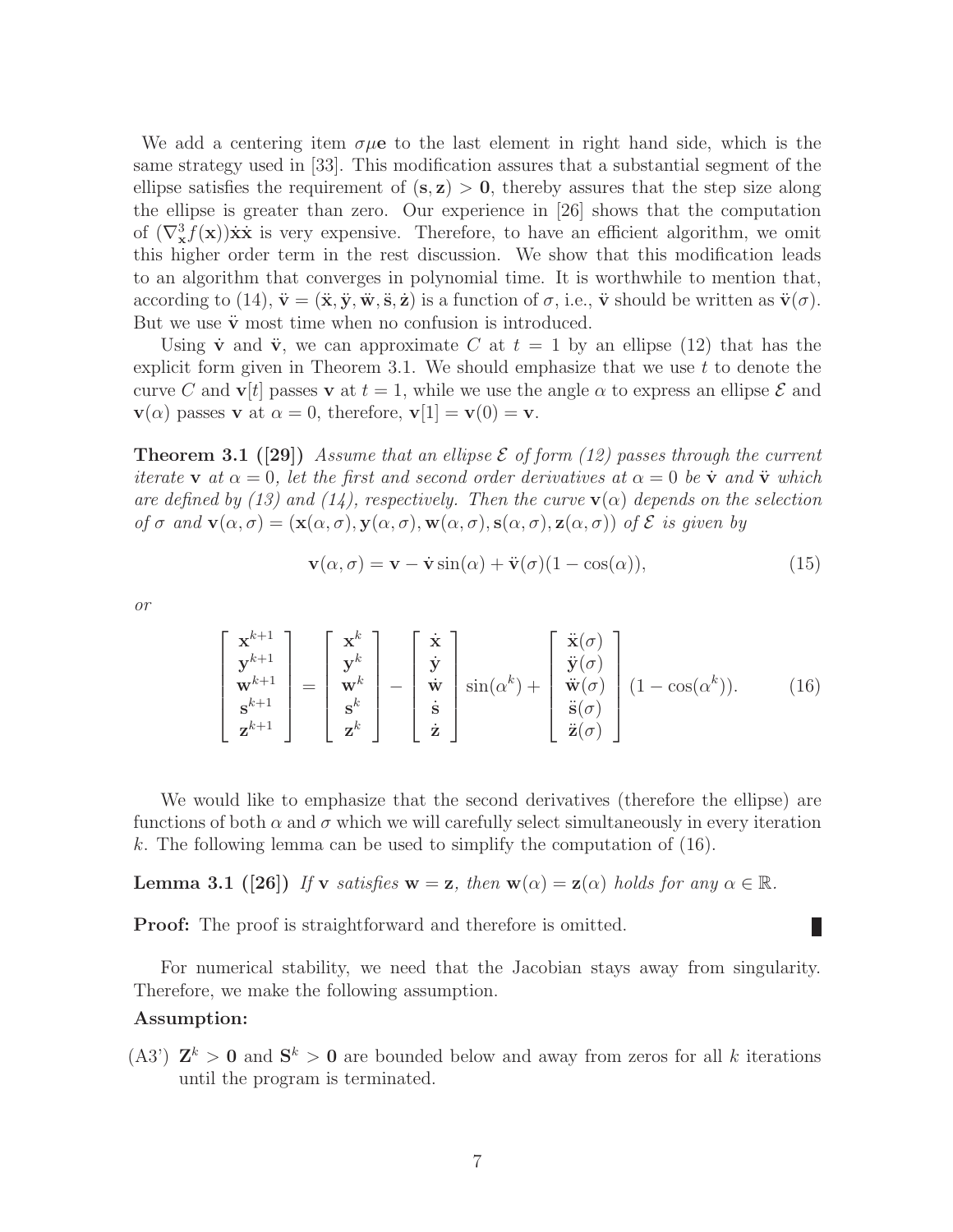We add a centering item $\sigma\mu\mathbf{e}$ to the last element in right hand side, which is the same strategy used in [33]. This modification assures that a substantial segment of the ellipse satisfies the requirement of $(\mathbf{s}, \mathbf{z}) > \mathbf{0}$, thereby assures that the step size along the ellipse is greater than zero. Our experience in [26] shows that the computation of $(\nabla^3_{\mathbf{x}} f(\mathbf{x}))\dot{\mathbf{x}}\dot{\mathbf{x}}$ is very expensive. Therefore, to have an efficient algorithm, we omit this higher order term in the rest discussion. We show that this modification leads to an algorithm that converges in polynomial time. It is worthwhile to mention that, according to (14), $\ddot{\mathbf{v}} = (\ddot{\mathbf{x}}, \ddot{\mathbf{y}}, \ddot{\mathbf{w}}, \ddot{\mathbf{s}}, \ddot{\mathbf{z}})$ is a function of $\sigma$, i.e., $\ddot{\mathbf{v}}$ should be written as $\ddot{\mathbf{v}}(\sigma)$. But we use $\ddot{\mathbf{v}}$ most time when no confusion is introduced.

Using $\dot{\mathbf{v}}$ and $\ddot{\mathbf{v}}$, we can approximate $C$ at $t = 1$ by an ellipse (12) that has the explicit form given in Theorem 3.1. We should emphasize that we use $t$ to denote the curve $C$ and $\mathbf{v}[t]$ passes $\mathbf{v}$ at $t = 1$, while we use the angle $\alpha$ to express an ellipse $\mathcal{E}$ and $\mathbf{v}(\alpha)$ passes $\mathbf{v}$ at $\alpha = 0$, therefore, $\mathbf{v}[1] = \mathbf{v}(0) = \mathbf{v}$.

**Theorem 3.1 ([29])** *Assume that an ellipse $\mathcal{E}$ of form (12) passes through the current iterate $\mathbf{v}$ at $\alpha = 0$, let the first and second order derivatives at $\alpha = 0$ be $\dot{\mathbf{v}}$ and $\ddot{\mathbf{v}}$ which are defined by (13) and (14), respectively. Then the curve $\mathbf{v}(\alpha)$ depends on the selection of $\sigma$ and $\mathbf{v}(\alpha, \sigma) = (\mathbf{x}(\alpha, \sigma), \mathbf{y}(\alpha, \sigma), \mathbf{w}(\alpha, \sigma), \mathbf{s}(\alpha, \sigma), \mathbf{z}(\alpha, \sigma))$ of $\mathcal{E}$ is given by*

$$\mathbf{v}(\alpha, \sigma) = \mathbf{v} - \dot{\mathbf{v}} \sin(\alpha) + \ddot{\mathbf{v}}(\sigma)(1 - \cos(\alpha)), \tag{15}$$

*or*

$$\begin{bmatrix} \mathbf{x}^{k+1} \\ \mathbf{y}^{k+1} \\ \mathbf{w}^{k+1} \\ \mathbf{s}^{k+1} \\ \mathbf{z}^{k+1} \end{bmatrix} = \begin{bmatrix} \mathbf{x}^{k} \\ \mathbf{y}^{k} \\ \mathbf{w}^{k} \\ \mathbf{s}^{k} \\ \mathbf{z}^{k} \end{bmatrix} - \begin{bmatrix} \dot{\mathbf{x}} \\ \dot{\mathbf{y}} \\ \dot{\mathbf{w}} \\ \dot{\mathbf{s}} \\ \dot{\mathbf{z}} \end{bmatrix} \sin(\alpha^k) + \begin{bmatrix} \ddot{\mathbf{x}}(\sigma) \\ \ddot{\mathbf{y}}(\sigma) \\ \ddot{\mathbf{w}}(\sigma) \\ \ddot{\mathbf{s}}(\sigma) \\ \ddot{\mathbf{z}}(\sigma) \end{bmatrix} (1 - \cos(\alpha^k)). \tag{16}$$

We would like to emphasize that the second derivatives (therefore the ellipse) are functions of both $\alpha$ and $\sigma$ which we will carefully select simultaneously in every iteration $k$. The following lemma can be used to simplify the computation of (16).

**Lemma 3.1 ([26])** *If $\mathbf{v}$ satisfies $\mathbf{w} = \mathbf{z}$, then $\mathbf{w}(\alpha) = \mathbf{z}(\alpha)$ holds for any $\alpha \in \mathbb{R}$.*

**Proof:** The proof is straightforward and therefore is omitted. ∎

For numerical stability, we need that the Jacobian stays away from singularity. Therefore, we make the following assumption.

**Assumption:**

(A3') $\mathbf{Z}^k > \mathbf{0}$ and $\mathbf{S}^k > \mathbf{0}$ are bounded below and away from zeros for all $k$ iterations until the program is terminated.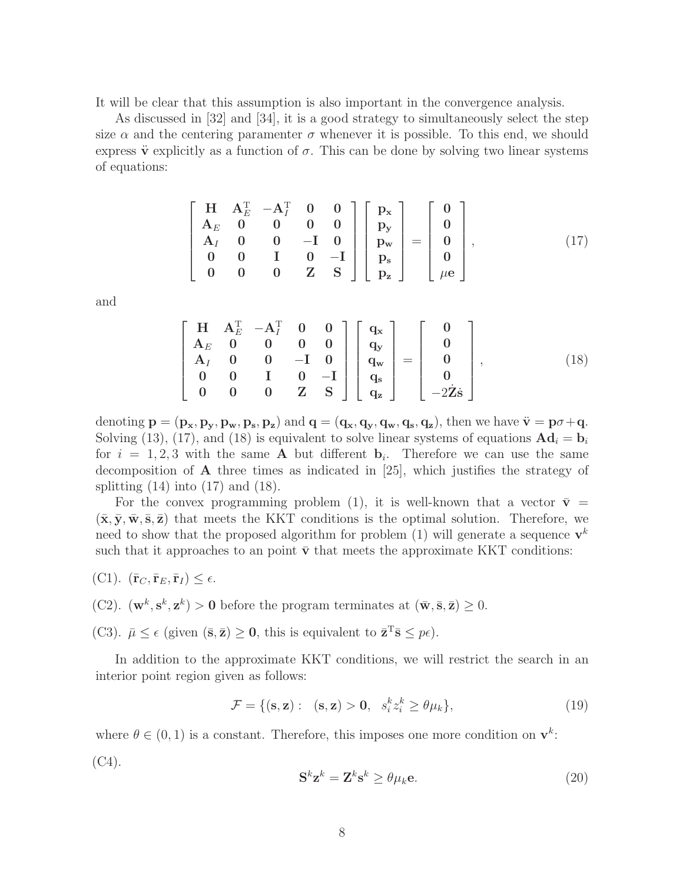It will be clear that this assumption is also important in the convergence analysis.

As discussed in [32] and [34], it is a good strategy to simultaneously select the step size $\alpha$ and the centering paramenter $\sigma$ whenever it is possible. To this end, we should express $\ddot{\mathbf{v}}$ explicitly as a function of $\sigma$. This can be done by solving two linear systems of equations:

$$
\begin{bmatrix}
\mathbf{H} & \mathbf{A}_E^{\mathrm{T}} & -\mathbf{A}_I^{\mathrm{T}} & \mathbf{0} & \mathbf{0} \\
\mathbf{A}_E & \mathbf{0} & \mathbf{0} & \mathbf{0} & \mathbf{0} \\
\mathbf{A}_I & \mathbf{0} & \mathbf{0} & -\mathbf{I} & \mathbf{0} \\
\mathbf{0} & \mathbf{0} & \mathbf{I} & \mathbf{0} & -\mathbf{I} \\
\mathbf{0} & \mathbf{0} & \mathbf{0} & \mathbf{Z} & \mathbf{S}
\end{bmatrix}
\begin{bmatrix}
\mathbf{p_x} \\ \mathbf{p_y} \\ \mathbf{p_w} \\ \mathbf{p_s} \\ \mathbf{p_z}
\end{bmatrix}
=
\begin{bmatrix}
\mathbf{0} \\ \mathbf{0} \\ \mathbf{0} \\ \mathbf{0} \\ \mu\mathbf{e}
\end{bmatrix},
\tag{17}
$$

and

$$
\begin{bmatrix}
\mathbf{H} & \mathbf{A}_E^{\mathrm{T}} & -\mathbf{A}_I^{\mathrm{T}} & \mathbf{0} & \mathbf{0} \\
\mathbf{A}_E & \mathbf{0} & \mathbf{0} & \mathbf{0} & \mathbf{0} \\
\mathbf{A}_I & \mathbf{0} & \mathbf{0} & -\mathbf{I} & \mathbf{0} \\
\mathbf{0} & \mathbf{0} & \mathbf{I} & \mathbf{0} & -\mathbf{I} \\
\mathbf{0} & \mathbf{0} & \mathbf{0} & \mathbf{Z} & \mathbf{S}
\end{bmatrix}
\begin{bmatrix}
\mathbf{q_x} \\ \mathbf{q_y} \\ \mathbf{q_w} \\ \mathbf{q_s} \\ \mathbf{q_z}
\end{bmatrix}
=
\begin{bmatrix}
\mathbf{0} \\ \mathbf{0} \\ \mathbf{0} \\ \mathbf{0} \\ -2\dot{\mathbf{Z}}\dot{\mathbf{s}}
\end{bmatrix},
\tag{18}
$$

denoting $\mathbf{p} = (\mathbf{p_x}, \mathbf{p_y}, \mathbf{p_w}, \mathbf{p_s}, \mathbf{p_z})$ and $\mathbf{q} = (\mathbf{q_x}, \mathbf{q_y}, \mathbf{q_w}, \mathbf{q_s}, \mathbf{q_z})$, then we have $\ddot{\mathbf{v}} = \mathbf{p}\sigma + \mathbf{q}$. Solving (13), (17), and (18) is equivalent to solve linear systems of equations $\mathbf{A}\mathbf{d}_i = \mathbf{b}_i$ for $i = 1, 2, 3$ with the same $\mathbf{A}$ but different $\mathbf{b}_i$. Therefore we can use the same decomposition of $\mathbf{A}$ three times as indicated in [25], which justifies the strategy of splitting (14) into (17) and (18).

For the convex programming problem (1), it is well-known that a vector $\bar{\mathbf{v}} = (\bar{\mathbf{x}}, \bar{\mathbf{y}}, \bar{\mathbf{w}}, \bar{\mathbf{s}}, \bar{\mathbf{z}})$ that meets the KKT conditions is the optimal solution. Therefore, we need to show that the proposed algorithm for problem (1) will generate a sequence $\mathbf{v}^k$ such that it approaches to an point $\bar{\mathbf{v}}$ that meets the approximate KKT conditions:

(C1). $(\bar{\mathbf{r}}_C, \bar{\mathbf{r}}_E, \bar{\mathbf{r}}_I) \le \epsilon$.

(C2). $(\mathbf{w}^k, \mathbf{s}^k, \mathbf{z}^k) > \mathbf{0}$ before the program terminates at $(\bar{\mathbf{w}}, \bar{\mathbf{s}}, \bar{\mathbf{z}}) \ge 0$.

(C3). $\bar{\mu} \le \epsilon$ (given $(\bar{\mathbf{s}}, \bar{\mathbf{z}}) \ge \mathbf{0}$, this is equivalent to $\bar{\mathbf{z}}^{\mathrm{T}}\bar{\mathbf{s}} \le p\epsilon$).

In addition to the approximate KKT conditions, we will restrict the search in an interior point region given as follows:

$$
\mathcal{F} = \{(\mathbf{s}, \mathbf{z}) : \ \ (\mathbf{s}, \mathbf{z}) > \mathbf{0}, \ \ s_i^k z_i^k \ge \theta\mu_k\},
\tag{19}
$$

where $\theta \in (0, 1)$ is a constant. Therefore, this imposes one more condition on $\mathbf{v}^k$:

(C4).

$$
\mathbf{S}^k\mathbf{z}^k = \mathbf{Z}^k\mathbf{s}^k \ge \theta\mu_k\mathbf{e}.
\tag{20}
$$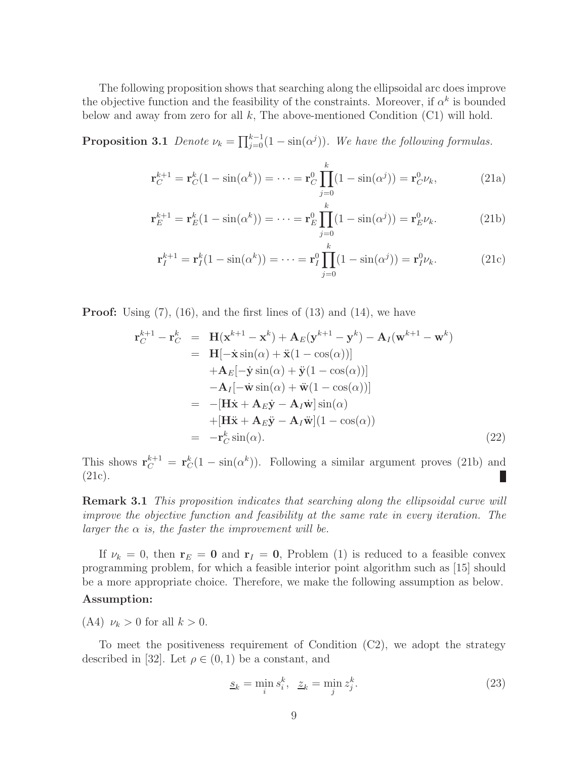The following proposition shows that searching along the ellipsoidal arc does improve the objective function and the feasibility of the constraints. Moreover, if $\alpha^k$ is bounded below and away from zero for all $k$, The above-mentioned Condition (C1) will hold.

**Proposition 3.1** *Denote $\nu_k = \prod_{j=0}^{k-1}(1 - \sin(\alpha^j))$. We have the following formulas.*

$$\mathbf{r}_C^{k+1} = \mathbf{r}_C^k(1 - \sin(\alpha^k)) = \cdots = \mathbf{r}_C^0 \prod_{j=0}^{k}(1 - \sin(\alpha^j)) = \mathbf{r}_C^0 \nu_k, \tag{21a}$$

$$\mathbf{r}_E^{k+1} = \mathbf{r}_E^k(1 - \sin(\alpha^k)) = \cdots = \mathbf{r}_E^0 \prod_{j=0}^{k}(1 - \sin(\alpha^j)) = \mathbf{r}_E^0 \nu_k. \tag{21b}$$

$$\mathbf{r}_I^{k+1} = \mathbf{r}_I^k(1 - \sin(\alpha^k)) = \cdots = \mathbf{r}_I^0 \prod_{j=0}^{k}(1 - \sin(\alpha^j)) = \mathbf{r}_I^0 \nu_k. \tag{21c}$$

**Proof:** Using (7), (16), and the first lines of (13) and (14), we have

$$\begin{aligned}
\mathbf{r}_C^{k+1} - \mathbf{r}_C^k &= \mathbf{H}(\mathbf{x}^{k+1} - \mathbf{x}^k) + \mathbf{A}_E(\mathbf{y}^{k+1} - \mathbf{y}^k) - \mathbf{A}_I(\mathbf{w}^{k+1} - \mathbf{w}^k) \\
&= \mathbf{H}[-\dot{\mathbf{x}} \sin(\alpha) + \ddot{\mathbf{x}}(1 - \cos(\alpha))] \\
&\quad + \mathbf{A}_E[-\dot{\mathbf{y}} \sin(\alpha) + \ddot{\mathbf{y}}(1 - \cos(\alpha))] \\
&\quad - \mathbf{A}_I[-\dot{\mathbf{w}} \sin(\alpha) + \ddot{\mathbf{w}}(1 - \cos(\alpha))] \\
&= -[\mathbf{H}\dot{\mathbf{x}} + \mathbf{A}_E\dot{\mathbf{y}} - \mathbf{A}_I\dot{\mathbf{w}}] \sin(\alpha) \\
&\quad + [\mathbf{H}\ddot{\mathbf{x}} + \mathbf{A}_E\ddot{\mathbf{y}} - \mathbf{A}_I\ddot{\mathbf{w}}](1 - \cos(\alpha)) \\
&= -\mathbf{r}_C^k \sin(\alpha).
\end{aligned} \tag{22}$$

This shows $\mathbf{r}_C^{k+1} = \mathbf{r}_C^k(1 - \sin(\alpha^k))$. Following a similar argument proves (21b) and (21c). ∎

**Remark 3.1** *This proposition indicates that searching along the ellipsoidal curve will improve the objective function and feasibility at the same rate in every iteration. The larger the $\alpha$ is, the faster the improvement will be.*

If $\nu_k = 0$, then $\mathbf{r}_E = \mathbf{0}$ and $\mathbf{r}_I = \mathbf{0}$, Problem (1) is reduced to a feasible convex programming problem, for which a feasible interior point algorithm such as [15] should be a more appropriate choice. Therefore, we make the following assumption as below.

**Assumption:**

(A4) $\nu_k > 0$ for all $k > 0$.

To meet the positiveness requirement of Condition (C2), we adopt the strategy described in [32]. Let $\rho \in (0, 1)$ be a constant, and

$$\underline{s}_k = \min_i s_i^k, \quad \underline{z}_k = \min_j z_j^k. \tag{23}$$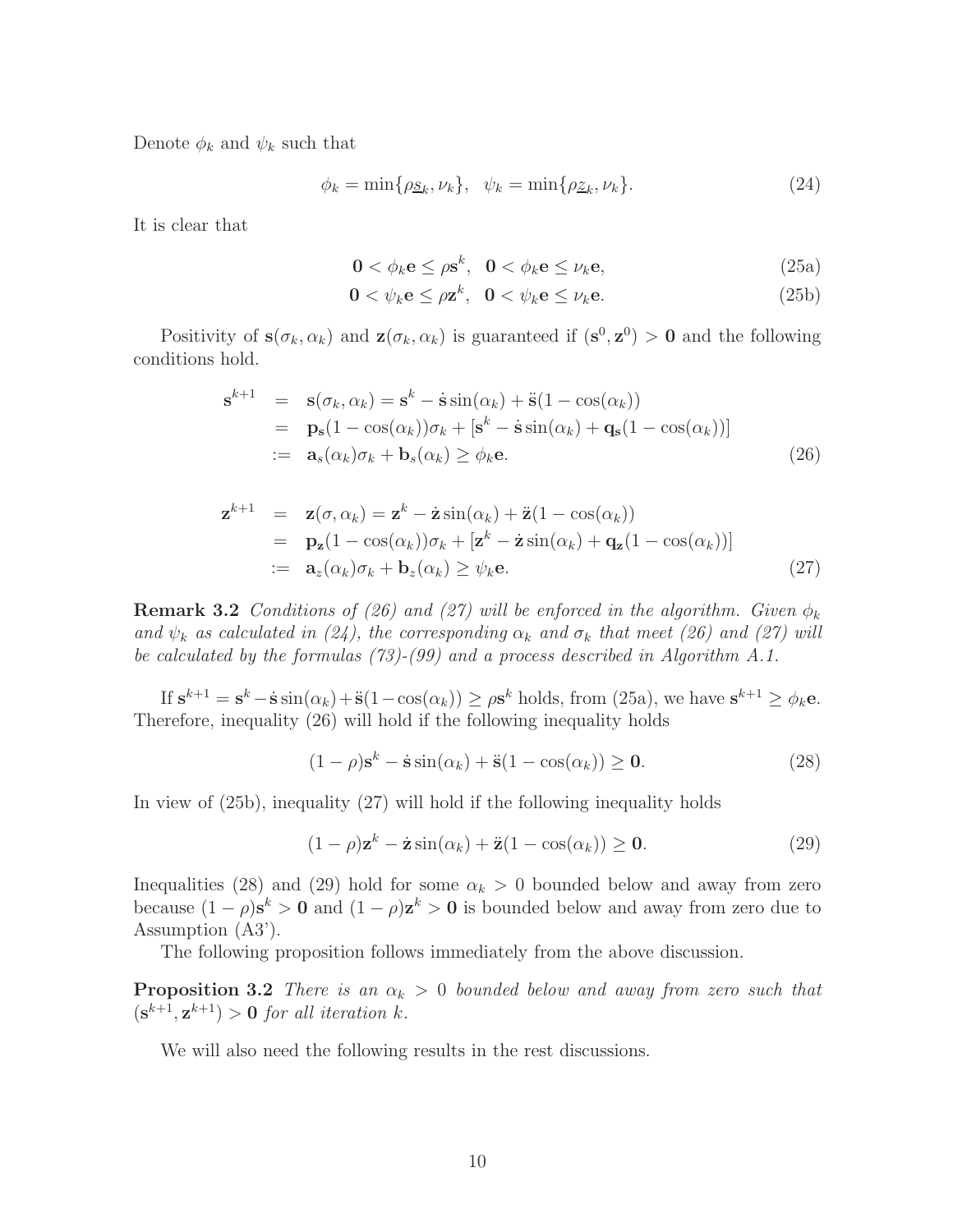Denote $\phi_k$ and $\psi_k$ such that

$$\phi_k = \min\{\rho \underline{s}_k, \nu_k\}, \quad \psi_k = \min\{\rho \underline{z}_k, \nu_k\}. \tag{24}$$

It is clear that

$$\mathbf{0} < \phi_k \mathbf{e} \leq \rho \mathbf{s}^k, \quad \mathbf{0} < \phi_k \mathbf{e} \leq \nu_k \mathbf{e}, \tag{25a}$$

$$\mathbf{0} < \psi_k \mathbf{e} \leq \rho \mathbf{z}^k, \quad \mathbf{0} < \psi_k \mathbf{e} \leq \nu_k \mathbf{e}. \tag{25b}$$

Positivity of $\mathbf{s}(\sigma_k, \alpha_k)$ and $\mathbf{z}(\sigma_k, \alpha_k)$ is guaranteed if $(\mathbf{s}^0, \mathbf{z}^0) > \mathbf{0}$ and the following conditions hold.

$$\begin{aligned}
\mathbf{s}^{k+1} &= \mathbf{s}(\sigma_k, \alpha_k) = \mathbf{s}^k - \dot{\mathbf{s}} \sin(\alpha_k) + \ddot{\mathbf{s}}(1 - \cos(\alpha_k)) \\
&= \mathbf{p_s}(1 - \cos(\alpha_k))\sigma_k + [\mathbf{s}^k - \dot{\mathbf{s}} \sin(\alpha_k) + \mathbf{q_s}(1 - \cos(\alpha_k))] \\
&:= \mathbf{a}_s(\alpha_k)\sigma_k + \mathbf{b}_s(\alpha_k) \geq \phi_k \mathbf{e}.
\end{aligned} \tag{26}$$

$$\begin{aligned}
\mathbf{z}^{k+1} &= \mathbf{z}(\sigma, \alpha_k) = \mathbf{z}^k - \dot{\mathbf{z}} \sin(\alpha_k) + \ddot{\mathbf{z}}(1 - \cos(\alpha_k)) \\
&= \mathbf{p_z}(1 - \cos(\alpha_k))\sigma_k + [\mathbf{z}^k - \dot{\mathbf{z}} \sin(\alpha_k) + \mathbf{q_z}(1 - \cos(\alpha_k))] \\
&:= \mathbf{a}_z(\alpha_k)\sigma_k + \mathbf{b}_z(\alpha_k) \geq \psi_k \mathbf{e}.
\end{aligned} \tag{27}$$

**Remark 3.2** *Conditions of (26) and (27) will be enforced in the algorithm. Given $\phi_k$ and $\psi_k$ as calculated in (24), the corresponding $\alpha_k$ and $\sigma_k$ that meet (26) and (27) will be calculated by the formulas (73)-(99) and a process described in Algorithm A.1.*

If $\mathbf{s}^{k+1} = \mathbf{s}^k - \dot{\mathbf{s}} \sin(\alpha_k) + \ddot{\mathbf{s}}(1 - \cos(\alpha_k)) \geq \rho \mathbf{s}^k$ holds, from (25a), we have $\mathbf{s}^{k+1} \geq \phi_k \mathbf{e}$. Therefore, inequality (26) will hold if the following inequality holds

$$(1 - \rho)\mathbf{s}^k - \dot{\mathbf{s}} \sin(\alpha_k) + \ddot{\mathbf{s}}(1 - \cos(\alpha_k)) \geq \mathbf{0}. \tag{28}$$

In view of (25b), inequality (27) will hold if the following inequality holds

$$(1 - \rho)\mathbf{z}^k - \dot{\mathbf{z}} \sin(\alpha_k) + \ddot{\mathbf{z}}(1 - \cos(\alpha_k)) \geq \mathbf{0}. \tag{29}$$

Inequalities (28) and (29) hold for some $\alpha_k > 0$ bounded below and away from zero because $(1 - \rho)\mathbf{s}^k > \mathbf{0}$ and $(1 - \rho)\mathbf{z}^k > \mathbf{0}$ is bounded below and away from zero due to Assumption (A3').

The following proposition follows immediately from the above discussion.

**Proposition 3.2** *There is an $\alpha_k > 0$ bounded below and away from zero such that $(\mathbf{s}^{k+1}, \mathbf{z}^{k+1}) > \mathbf{0}$ for all iteration $k$.*

We will also need the following results in the rest discussions.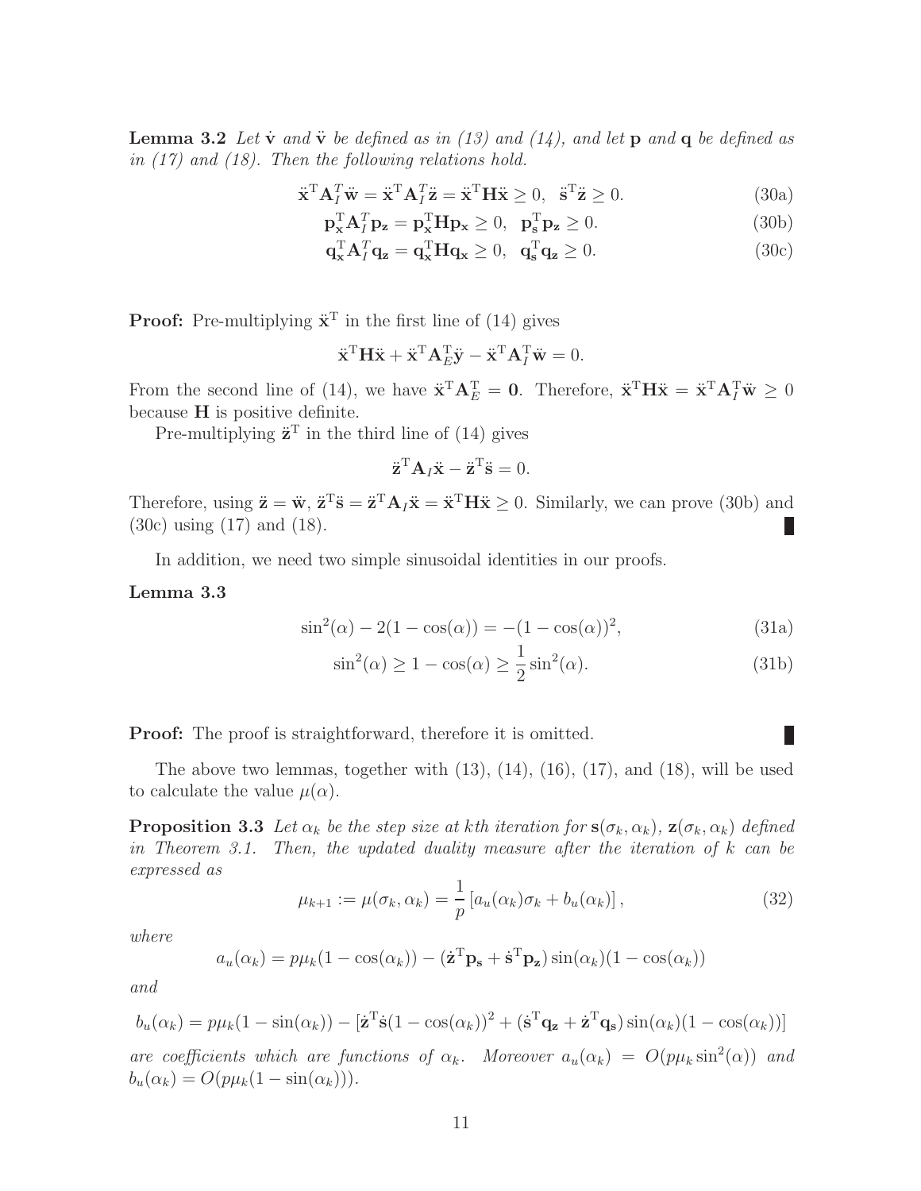**Lemma 3.2** *Let $\dot{\mathbf{v}}$ and $\ddot{\mathbf{v}}$ be defined as in (13) and (14), and let $\mathbf{p}$ and $\mathbf{q}$ be defined as in (17) and (18). Then the following relations hold.*

$$\ddot{\mathbf{x}}^{\mathrm{T}}\mathbf{A}_I^T\ddot{\mathbf{w}} = \ddot{\mathbf{x}}^{\mathrm{T}}\mathbf{A}_I^T\ddot{\mathbf{z}} = \ddot{\mathbf{x}}^{\mathrm{T}}\mathbf{H}\ddot{\mathbf{x}} \geq 0, \quad \ddot{\mathbf{s}}^{\mathrm{T}}\ddot{\mathbf{z}} \geq 0. \tag{30a}$$

$$\mathbf{p}_{\mathbf{x}}^{\mathrm{T}}\mathbf{A}_I^T\mathbf{p}_{\mathbf{z}} = \mathbf{p}_{\mathbf{x}}^{\mathrm{T}}\mathbf{H}\mathbf{p}_{\mathbf{x}} \geq 0, \quad \mathbf{p}_{\mathbf{s}}^{\mathrm{T}}\mathbf{p}_{\mathbf{z}} \geq 0. \tag{30b}$$

$$\mathbf{q}_{\mathbf{x}}^{\mathrm{T}}\mathbf{A}_I^T\mathbf{q}_{\mathbf{z}} = \mathbf{q}_{\mathbf{x}}^{\mathrm{T}}\mathbf{H}\mathbf{q}_{\mathbf{x}} \geq 0, \quad \mathbf{q}_{\mathbf{s}}^{\mathrm{T}}\mathbf{q}_{\mathbf{z}} \geq 0. \tag{30c}$$

**Proof:** Pre-multiplying $\ddot{\mathbf{x}}^{\mathrm{T}}$ in the first line of (14) gives

$$\ddot{\mathbf{x}}^{\mathrm{T}}\mathbf{H}\ddot{\mathbf{x}} + \ddot{\mathbf{x}}^{\mathrm{T}}\mathbf{A}_E^{\mathrm{T}}\ddot{\mathbf{y}} - \ddot{\mathbf{x}}^{\mathrm{T}}\mathbf{A}_I^{\mathrm{T}}\ddot{\mathbf{w}} = 0.$$

From the second line of (14), we have $\ddot{\mathbf{x}}^{\mathrm{T}}\mathbf{A}_E^{\mathrm{T}} = \mathbf{0}$. Therefore, $\ddot{\mathbf{x}}^{\mathrm{T}}\mathbf{H}\ddot{\mathbf{x}} = \ddot{\mathbf{x}}^{\mathrm{T}}\mathbf{A}_I^{\mathrm{T}}\ddot{\mathbf{w}} \geq 0$ because $\mathbf{H}$ is positive definite.

Pre-multiplying $\ddot{\mathbf{z}}^{\mathrm{T}}$ in the third line of (14) gives

$$\ddot{\mathbf{z}}^{\mathrm{T}}\mathbf{A}_I\ddot{\mathbf{x}} - \ddot{\mathbf{z}}^{\mathrm{T}}\ddot{\mathbf{s}} = 0.$$

Therefore, using $\ddot{\mathbf{z}} = \ddot{\mathbf{w}}$, $\ddot{\mathbf{z}}^{\mathrm{T}}\ddot{\mathbf{s}} = \ddot{\mathbf{z}}^{\mathrm{T}}\mathbf{A}_I\ddot{\mathbf{x}} = \ddot{\mathbf{x}}^{\mathrm{T}}\mathbf{H}\ddot{\mathbf{x}} \geq 0$. Similarly, we can prove (30b) and (30c) using (17) and (18). ∎

In addition, we need two simple sinusoidal identities in our proofs.

**Lemma 3.3**

$$\sin^2(\alpha) - 2(1-\cos(\alpha)) = -(1-\cos(\alpha))^2, \tag{31a}$$

$$\sin^2(\alpha) \geq 1-\cos(\alpha) \geq \frac{1}{2}\sin^2(\alpha). \tag{31b}$$

**Proof:** The proof is straightforward, therefore it is omitted. ∎

The above two lemmas, together with (13), (14), (16), (17), and (18), will be used to calculate the value $\mu(\alpha)$.

**Proposition 3.3** *Let $\alpha_k$ be the step size at kth iteration for $\mathbf{s}(\sigma_k, \alpha_k)$, $\mathbf{z}(\sigma_k, \alpha_k)$ defined in Theorem 3.1. Then, the updated duality measure after the iteration of $k$ can be expressed as*

$$\mu_{k+1} := \mu(\sigma_k, \alpha_k) = \frac{1}{p}\left[a_u(\alpha_k)\sigma_k + b_u(\alpha_k)\right], \tag{32}$$

*where*

$$a_u(\alpha_k) = p\mu_k(1-\cos(\alpha_k)) - (\dot{\mathbf{z}}^{\mathrm{T}}\mathbf{p}_{\mathbf{s}} + \dot{\mathbf{s}}^{\mathrm{T}}\mathbf{p}_{\mathbf{z}})\sin(\alpha_k)(1-\cos(\alpha_k))$$

*and*

$$b_u(\alpha_k) = p\mu_k(1-\sin(\alpha_k)) - [\dot{\mathbf{z}}^{\mathrm{T}}\dot{\mathbf{s}}(1-\cos(\alpha_k))^2 + (\dot{\mathbf{s}}^{\mathrm{T}}\mathbf{q}_{\mathbf{z}} + \dot{\mathbf{z}}^{\mathrm{T}}\mathbf{q}_{\mathbf{s}})\sin(\alpha_k)(1-\cos(\alpha_k))]$$

*are coefficients which are functions of $\alpha_k$. Moreover $a_u(\alpha_k) = O(p\mu_k\sin^2(\alpha))$ and $b_u(\alpha_k) = O(p\mu_k(1-\sin(\alpha_k)))$.*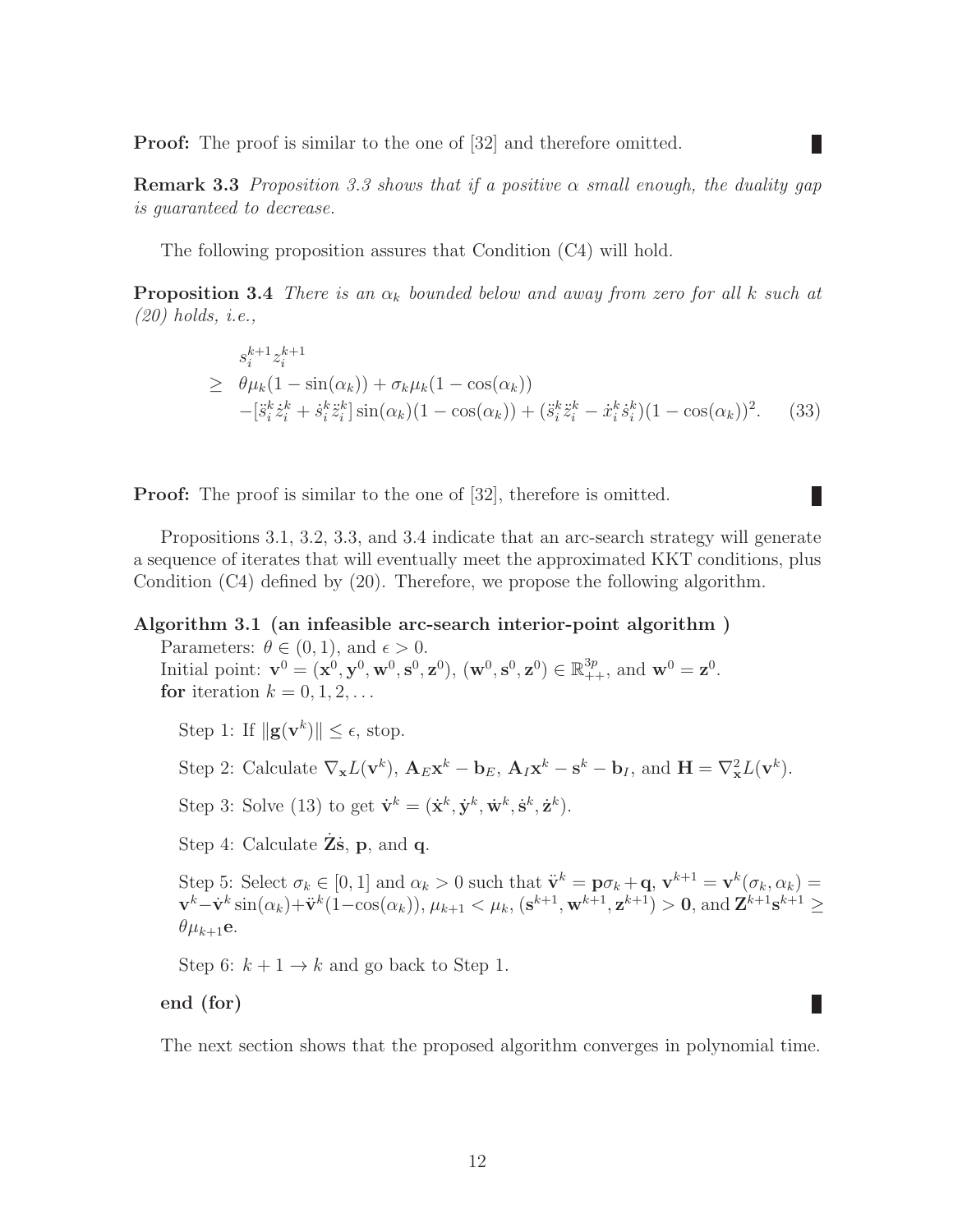**Proof:** The proof is similar to the one of [32] and therefore omitted. ■

**Remark 3.3** *Proposition 3.3 shows that if a positive $\alpha$ small enough, the duality gap is guaranteed to decrease.*

The following proposition assures that Condition (C4) will hold.

**Proposition 3.4** *There is an $\alpha_k$ bounded below and away from zero for all $k$ such at (20) holds, i.e.,*

$$
\begin{aligned}
& s_i^{k+1} z_i^{k+1} \\
\geq \; & \theta\mu_k(1-\sin(\alpha_k)) + \sigma_k\mu_k(1-\cos(\alpha_k)) \\
& -[\ddot{s}_i^k \dot{z}_i^k + \dot{s}_i^k \ddot{z}_i^k]\sin(\alpha_k)(1-\cos(\alpha_k)) + (\ddot{s}_i^k \ddot{z}_i^k - \dot{x}_i^k \dot{s}_i^k)(1-\cos(\alpha_k))^2. \qquad (33)
\end{aligned}
$$

**Proof:** The proof is similar to the one of [32], therefore is omitted. ■

Propositions 3.1, 3.2, 3.3, and 3.4 indicate that an arc-search strategy will generate a sequence of iterates that will eventually meet the approximated KKT conditions, plus Condition (C4) defined by (20). Therefore, we propose the following algorithm.

**Algorithm 3.1 (an infeasible arc-search interior-point algorithm )**

Parameters: $\theta \in (0,1)$, and $\epsilon > 0$.
Initial point: $\mathbf{v}^0 = (\mathbf{x}^0, \mathbf{y}^0, \mathbf{w}^0, \mathbf{s}^0, \mathbf{z}^0)$, $(\mathbf{w}^0, \mathbf{s}^0, \mathbf{z}^0) \in \mathbb{R}^{3p}_{++}$, and $\mathbf{w}^0 = \mathbf{z}^0$.
**for** iteration $k = 0, 1, 2, \ldots$

Step 1: If $\|\mathbf{g}(\mathbf{v}^k)\| \leq \epsilon$, stop.

Step 2: Calculate $\nabla_{\mathbf{x}} L(\mathbf{v}^k)$, $\mathbf{A}_E\mathbf{x}^k - \mathbf{b}_E$, $\mathbf{A}_I\mathbf{x}^k - \mathbf{s}^k - \mathbf{b}_I$, and $\mathbf{H} = \nabla^2_{\mathbf{x}} L(\mathbf{v}^k)$.

Step 3: Solve (13) to get $\dot{\mathbf{v}}^k = (\dot{\mathbf{x}}^k, \dot{\mathbf{y}}^k, \dot{\mathbf{w}}^k, \dot{\mathbf{s}}^k, \dot{\mathbf{z}}^k)$.

Step 4: Calculate $\dot{\mathbf{Z}}\dot{\mathbf{s}}$, $\mathbf{p}$, and $\mathbf{q}$.

Step 5: Select $\sigma_k \in [0,1]$ and $\alpha_k > 0$ such that $\ddot{\mathbf{v}}^k = \mathbf{p}\sigma_k + \mathbf{q}$, $\mathbf{v}^{k+1} = \mathbf{v}^k(\sigma_k, \alpha_k) = \mathbf{v}^k - \dot{\mathbf{v}}^k \sin(\alpha_k) + \ddot{\mathbf{v}}^k(1-\cos(\alpha_k))$, $\mu_{k+1} < \mu_k$, $(\mathbf{s}^{k+1}, \mathbf{w}^{k+1}, \mathbf{z}^{k+1}) > \mathbf{0}$, and $\mathbf{Z}^{k+1}\mathbf{s}^{k+1} \geq \theta\mu_{k+1}\mathbf{e}$.

Step 6: $k+1 \to k$ and go back to Step 1.

**end (for)** ■

The next section shows that the proposed algorithm converges in polynomial time.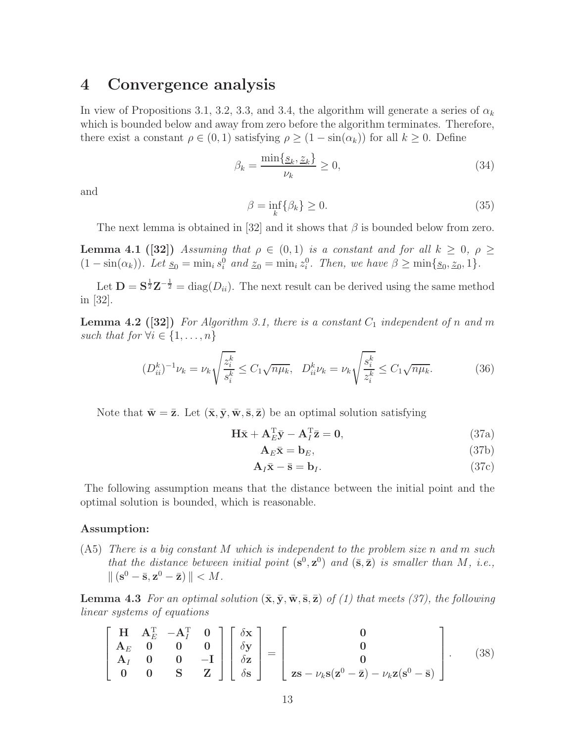# 4 Convergence analysis

In view of Propositions 3.1, 3.2, 3.3, and 3.4, the algorithm will generate a series of $\alpha_k$ which is bounded below and away from zero before the algorithm terminates. Therefore, there exist a constant $\rho \in (0,1)$ satisfying $\rho \geq (1 - \sin(\alpha_k))$ for all $k \geq 0$. Define

$$
\beta_k = \frac{\min\{\underline{s}_k, \underline{z}_k\}}{\nu_k} \geq 0, \tag{34}
$$

and

$$
\beta = \inf_k \{\beta_k\} \geq 0. \tag{35}
$$

The next lemma is obtained in [32] and it shows that $\beta$ is bounded below from zero.

**Lemma 4.1 ([32])** *Assuming that $\rho \in (0,1)$ is a constant and for all $k \geq 0$, $\rho \geq (1 - \sin(\alpha_k))$. Let $\underline{s}_0 = \min_i s_i^0$ and $\underline{z}_0 = \min_i z_i^0$. Then, we have $\beta \geq \min\{\underline{s}_0, \underline{z}_0, 1\}$.*

Let $\mathbf{D} = \mathbf{S}^{\frac{1}{2}}\mathbf{Z}^{-\frac{1}{2}} = \operatorname{diag}(D_{ii})$. The next result can be derived using the same method in [32].

**Lemma 4.2 ([32])** *For Algorithm 3.1, there is a constant $C_1$ independent of $n$ and $m$ such that for $\forall i \in \{1, \ldots, n\}$*

$$
(D_{ii}^k)^{-1}\nu_k = \nu_k \sqrt{\frac{z_i^k}{s_i^k}} \leq C_1 \sqrt{n\mu_k}, \quad D_{ii}^k \nu_k = \nu_k \sqrt{\frac{s_i^k}{z_i^k}} \leq C_1 \sqrt{n\mu_k}. \tag{36}
$$

Note that $\bar{\mathbf{w}} = \bar{\mathbf{z}}$. Let $(\bar{\mathbf{x}}, \bar{\mathbf{y}}, \bar{\mathbf{w}}, \bar{\mathbf{s}}, \bar{\mathbf{z}})$ be an optimal solution satisfying

$$
\mathbf{H}\bar{\mathbf{x}} + \mathbf{A}_E^{\mathrm{T}}\bar{\mathbf{y}} - \mathbf{A}_I^{\mathrm{T}}\bar{\mathbf{z}} = \mathbf{0}, \tag{37a}
$$

$$
\mathbf{A}_E\bar{\mathbf{x}} = \mathbf{b}_E, \tag{37b}
$$

$$
\mathbf{A}_I\bar{\mathbf{x}} - \bar{\mathbf{s}} = \mathbf{b}_I. \tag{37c}
$$

The following assumption means that the distance between the initial point and the optimal solution is bounded, which is reasonable.

**Assumption:**

(A5) *There is a big constant $M$ which is independent to the problem size $n$ and $m$ such that the distance between initial point $(\mathbf{s}^0, \mathbf{z}^0)$ and $(\bar{\mathbf{s}}, \bar{\mathbf{z}})$ is smaller than $M$, i.e., $\|(\mathbf{s}^0 - \bar{\mathbf{s}}, \mathbf{z}^0 - \bar{\mathbf{z}})\| < M$.*

**Lemma 4.3** *For an optimal solution $(\bar{\mathbf{x}}, \bar{\mathbf{y}}, \bar{\mathbf{w}}, \bar{\mathbf{s}}, \bar{\mathbf{z}})$ of (1) that meets (37), the following linear systems of equations*

$$
\begin{bmatrix}
\mathbf{H} & \mathbf{A}_E^{\mathrm{T}} & -\mathbf{A}_I^{\mathrm{T}} & \mathbf{0} \\
\mathbf{A}_E & \mathbf{0} & \mathbf{0} & \mathbf{0} \\
\mathbf{A}_I & \mathbf{0} & \mathbf{0} & -\mathbf{I} \\
\mathbf{0} & \mathbf{0} & \mathbf{S} & \mathbf{Z}
\end{bmatrix}
\begin{bmatrix}
\delta\mathbf{x} \\
\delta\mathbf{y} \\
\delta\mathbf{z} \\
\delta\mathbf{s}
\end{bmatrix}
=
\begin{bmatrix}
\mathbf{0} \\
\mathbf{0} \\
\mathbf{0} \\
\mathbf{z}\mathbf{s} - \nu_k\mathbf{s}(\mathbf{z}^0 - \bar{\mathbf{z}}) - \nu_k\mathbf{z}(\mathbf{s}^0 - \bar{\mathbf{s}})
\end{bmatrix}. \tag{38}
$$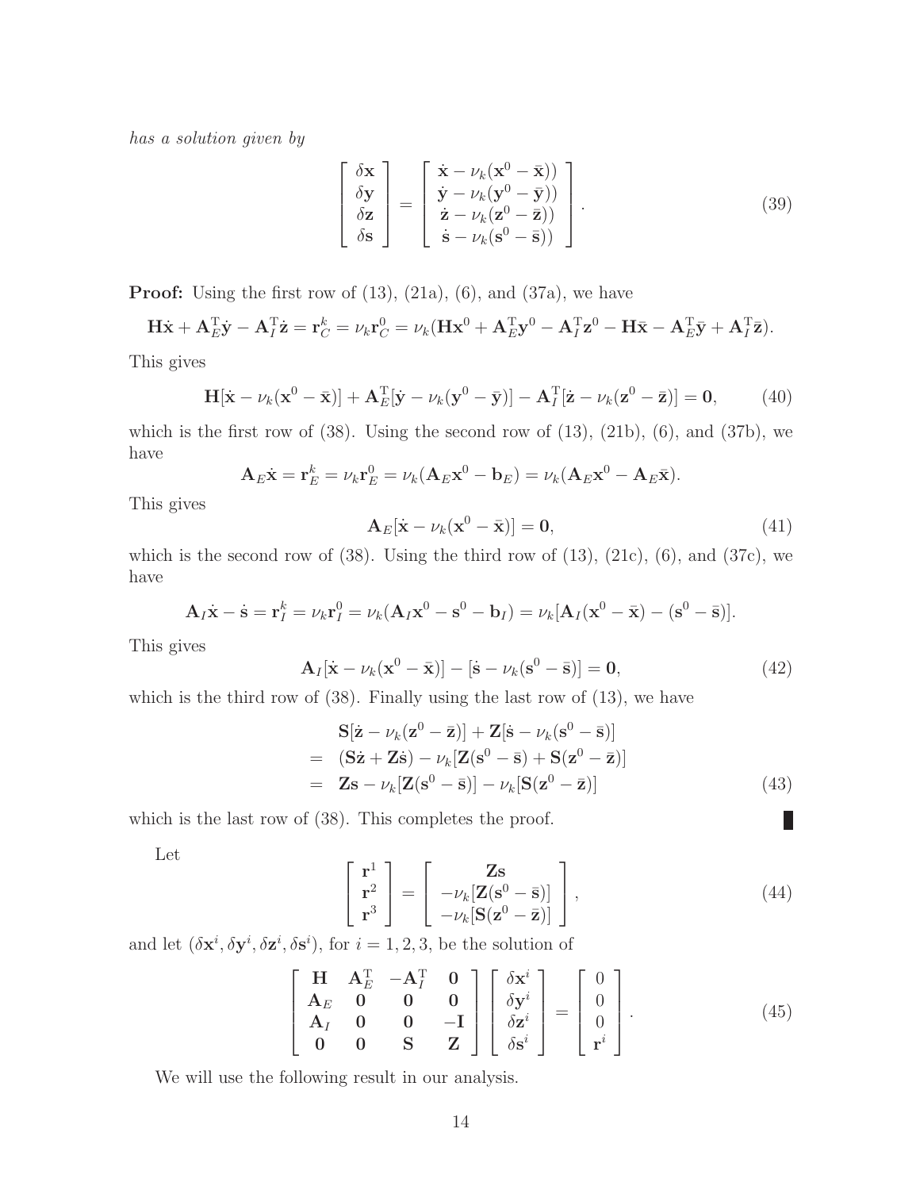*has a solution given by*

$$
\begin{bmatrix} \delta\mathbf{x} \\ \delta\mathbf{y} \\ \delta\mathbf{z} \\ \delta\mathbf{s} \end{bmatrix} = \begin{bmatrix} \dot{\mathbf{x}} - \nu_k(\mathbf{x}^0 - \bar{\mathbf{x}})) \\ \dot{\mathbf{y}} - \nu_k(\mathbf{y}^0 - \bar{\mathbf{y}})) \\ \dot{\mathbf{z}} - \nu_k(\mathbf{z}^0 - \bar{\mathbf{z}})) \\ \dot{\mathbf{s}} - \nu_k(\mathbf{s}^0 - \bar{\mathbf{s}})) \end{bmatrix}. \tag{39}
$$

**Proof:** Using the first row of (13), (21a), (6), and (37a), we have

$$
\mathbf{H}\dot{\mathbf{x}} + \mathbf{A}_E^{\mathrm{T}}\dot{\mathbf{y}} - \mathbf{A}_I^{\mathrm{T}}\dot{\mathbf{z}} = \mathbf{r}_C^k = \nu_k \mathbf{r}_C^0 = \nu_k(\mathbf{H}\mathbf{x}^0 + \mathbf{A}_E^{\mathrm{T}}\mathbf{y}^0 - \mathbf{A}_I^{\mathrm{T}}\mathbf{z}^0 - \mathbf{H}\bar{\mathbf{x}} - \mathbf{A}_E^{\mathrm{T}}\bar{\mathbf{y}} + \mathbf{A}_I^{\mathrm{T}}\bar{\mathbf{z}}).
$$

This gives

$$
\mathbf{H}[\dot{\mathbf{x}} - \nu_k(\mathbf{x}^0 - \bar{\mathbf{x}})] + \mathbf{A}_E^{\mathrm{T}}[\dot{\mathbf{y}} - \nu_k(\mathbf{y}^0 - \bar{\mathbf{y}})] - \mathbf{A}_I^{\mathrm{T}}[\dot{\mathbf{z}} - \nu_k(\mathbf{z}^0 - \bar{\mathbf{z}})] = \mathbf{0}, \tag{40}
$$

which is the first row of (38). Using the second row of (13), (21b), (6), and (37b), we have

$$
\mathbf{A}_E\dot{\mathbf{x}} = \mathbf{r}_E^k = \nu_k \mathbf{r}_E^0 = \nu_k(\mathbf{A}_E\mathbf{x}^0 - \mathbf{b}_E) = \nu_k(\mathbf{A}_E\mathbf{x}^0 - \mathbf{A}_E\bar{\mathbf{x}}).
$$

This gives

$$
\mathbf{A}_E[\dot{\mathbf{x}} - \nu_k(\mathbf{x}^0 - \bar{\mathbf{x}})] = \mathbf{0}, \tag{41}
$$

which is the second row of (38). Using the third row of (13), (21c), (6), and (37c), we have

$$
\mathbf{A}_I\dot{\mathbf{x}} - \dot{\mathbf{s}} = \mathbf{r}_I^k = \nu_k \mathbf{r}_I^0 = \nu_k(\mathbf{A}_I\mathbf{x}^0 - \mathbf{s}^0 - \mathbf{b}_I) = \nu_k[\mathbf{A}_I(\mathbf{x}^0 - \bar{\mathbf{x}}) - (\mathbf{s}^0 - \bar{\mathbf{s}})].
$$

This gives

$$
\mathbf{A}_I[\dot{\mathbf{x}} - \nu_k(\mathbf{x}^0 - \bar{\mathbf{x}})] - [\dot{\mathbf{s}} - \nu_k(\mathbf{s}^0 - \bar{\mathbf{s}})] = \mathbf{0}, \tag{42}
$$

which is the third row of (38). Finally using the last row of (13), we have

$$
\begin{aligned}
& \mathbf{S}[\dot{\mathbf{z}} - \nu_k(\mathbf{z}^0 - \bar{\mathbf{z}})] + \mathbf{Z}[\dot{\mathbf{s}} - \nu_k(\mathbf{s}^0 - \bar{\mathbf{s}})] \\
= \ & (\mathbf{S}\dot{\mathbf{z}} + \mathbf{Z}\dot{\mathbf{s}}) - \nu_k[\mathbf{Z}(\mathbf{s}^0 - \bar{\mathbf{s}}) + \mathbf{S}(\mathbf{z}^0 - \bar{\mathbf{z}})] \\
= \ & \mathbf{Z}\mathbf{s} - \nu_k[\mathbf{Z}(\mathbf{s}^0 - \bar{\mathbf{s}})] - \nu_k[\mathbf{S}(\mathbf{z}^0 - \bar{\mathbf{z}})]
\end{aligned} \tag{43}
$$

which is the last row of (38). This completes the proof. ∎

Let

$$
\begin{bmatrix} \mathbf{r}^1 \\ \mathbf{r}^2 \\ \mathbf{r}^3 \end{bmatrix} = \begin{bmatrix} \mathbf{Z}\mathbf{s} \\ -\nu_k[\mathbf{Z}(\mathbf{s}^0 - \bar{\mathbf{s}})] \\ -\nu_k[\mathbf{S}(\mathbf{z}^0 - \bar{\mathbf{z}})] \end{bmatrix}, \tag{44}
$$

and let $(\delta\mathbf{x}^i, \delta\mathbf{y}^i, \delta\mathbf{z}^i, \delta\mathbf{s}^i)$, for $i = 1, 2, 3$, be the solution of

$$
\begin{bmatrix} \mathbf{H} & \mathbf{A}_E^{\mathrm{T}} & -\mathbf{A}_I^{\mathrm{T}} & \mathbf{0} \\ \mathbf{A}_E & \mathbf{0} & \mathbf{0} & \mathbf{0} \\ \mathbf{A}_I & \mathbf{0} & \mathbf{0} & -\mathbf{I} \\ \mathbf{0} & \mathbf{0} & \mathbf{S} & \mathbf{Z} \end{bmatrix} \begin{bmatrix} \delta\mathbf{x}^i \\ \delta\mathbf{y}^i \\ \delta\mathbf{z}^i \\ \delta\mathbf{s}^i \end{bmatrix} = \begin{bmatrix} 0 \\ 0 \\ 0 \\ \mathbf{r}^i \end{bmatrix}. \tag{45}
$$

We will use the following result in our analysis.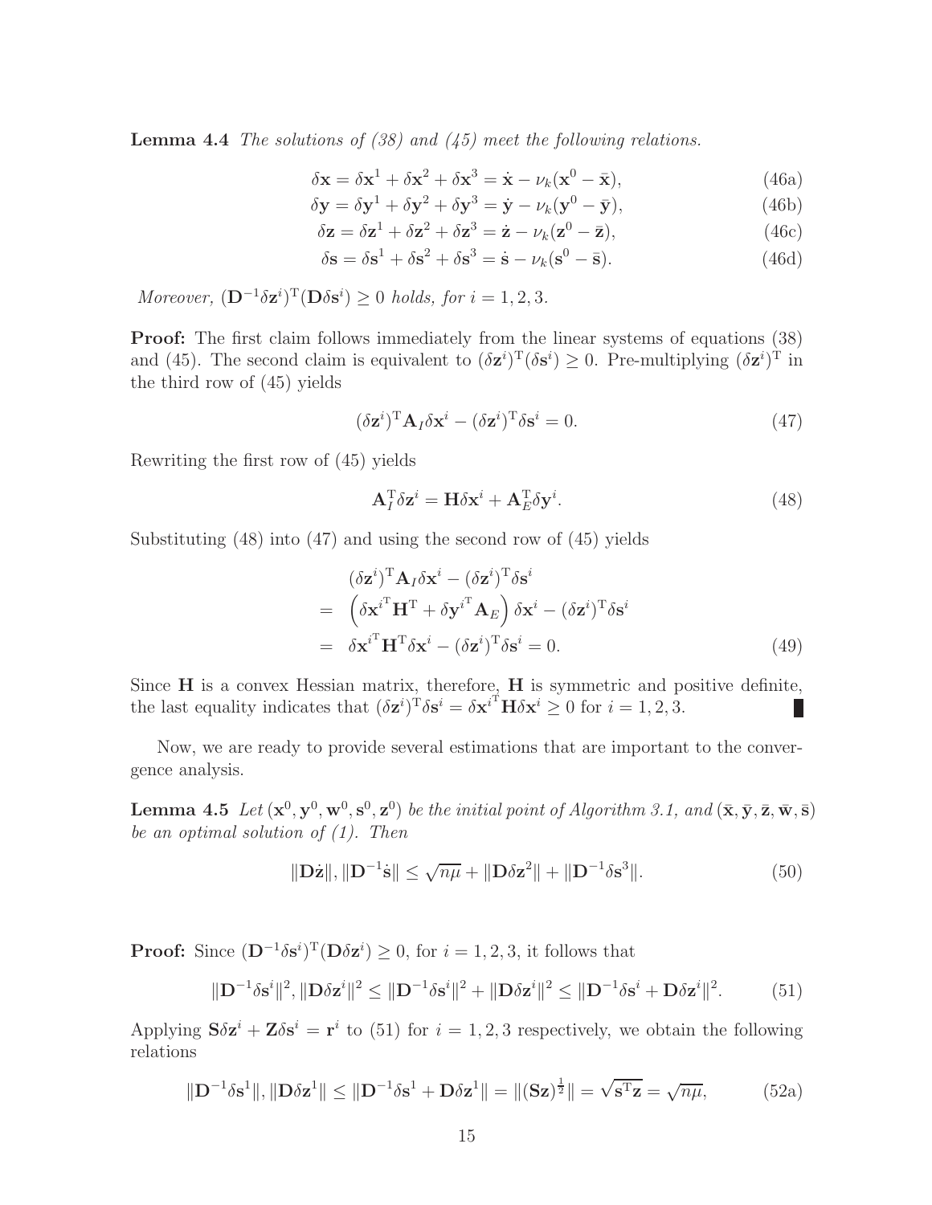**Lemma 4.4** *The solutions of (38) and (45) meet the following relations.*

$$\delta \mathbf{x} = \delta \mathbf{x}^1 + \delta \mathbf{x}^2 + \delta \mathbf{x}^3 = \dot{\mathbf{x}} - \nu_k(\mathbf{x}^0 - \bar{\mathbf{x}}), \tag{46a}$$

$$\delta \mathbf{y} = \delta \mathbf{y}^1 + \delta \mathbf{y}^2 + \delta \mathbf{y}^3 = \dot{\mathbf{y}} - \nu_k(\mathbf{y}^0 - \bar{\mathbf{y}}), \tag{46b}$$

$$\delta \mathbf{z} = \delta \mathbf{z}^1 + \delta \mathbf{z}^2 + \delta \mathbf{z}^3 = \dot{\mathbf{z}} - \nu_k(\mathbf{z}^0 - \bar{\mathbf{z}}), \tag{46c}$$

$$\delta \mathbf{s} = \delta \mathbf{s}^1 + \delta \mathbf{s}^2 + \delta \mathbf{s}^3 = \dot{\mathbf{s}} - \nu_k(\mathbf{s}^0 - \bar{\mathbf{s}}). \tag{46d}$$

*Moreover,* $(\mathbf{D}^{-1}\delta\mathbf{z}^i)^{\mathrm{T}}(\mathbf{D}\delta\mathbf{s}^i) \geq 0$ *holds, for* $i = 1, 2, 3$.

**Proof:** The first claim follows immediately from the linear systems of equations (38) and (45). The second claim is equivalent to $(\delta\mathbf{z}^i)^{\mathrm{T}}(\delta\mathbf{s}^i) \geq 0$. Pre-multiplying $(\delta\mathbf{z}^i)^{\mathrm{T}}$ in the third row of (45) yields

$$(\delta\mathbf{z}^i)^{\mathrm{T}}\mathbf{A}_I\delta\mathbf{x}^i - (\delta\mathbf{z}^i)^{\mathrm{T}}\delta\mathbf{s}^i = 0. \tag{47}$$

Rewriting the first row of (45) yields

$$\mathbf{A}_I^{\mathrm{T}}\delta\mathbf{z}^i = \mathbf{H}\delta\mathbf{x}^i + \mathbf{A}_E^{\mathrm{T}}\delta\mathbf{y}^i. \tag{48}$$

Substituting (48) into (47) and using the second row of (45) yields

$$\begin{aligned}
& (\delta\mathbf{z}^i)^{\mathrm{T}}\mathbf{A}_I\delta\mathbf{x}^i - (\delta\mathbf{z}^i)^{\mathrm{T}}\delta\mathbf{s}^i \\
= & \left(\delta{\mathbf{x}^i}^{\mathrm{T}}\mathbf{H}^{\mathrm{T}} + \delta{\mathbf{y}^i}^{\mathrm{T}}\mathbf{A}_E\right)\delta\mathbf{x}^i - (\delta\mathbf{z}^i)^{\mathrm{T}}\delta\mathbf{s}^i \\
= & \delta{\mathbf{x}^i}^{\mathrm{T}}\mathbf{H}^{\mathrm{T}}\delta\mathbf{x}^i - (\delta\mathbf{z}^i)^{\mathrm{T}}\delta\mathbf{s}^i = 0.
\end{aligned} \tag{49}$$

Since $\mathbf{H}$ is a convex Hessian matrix, therefore, $\mathbf{H}$ is symmetric and positive definite, the last equality indicates that $(\delta\mathbf{z}^i)^{\mathrm{T}}\delta\mathbf{s}^i = \delta{\mathbf{x}^i}^{\mathrm{T}}\mathbf{H}\delta\mathbf{x}^i \geq 0$ for $i = 1, 2, 3$. ∎

Now, we are ready to provide several estimations that are important to the convergence analysis.

**Lemma 4.5** *Let* $(\mathbf{x}^0, \mathbf{y}^0, \mathbf{w}^0, \mathbf{s}^0, \mathbf{z}^0)$ *be the initial point of Algorithm 3.1, and* $(\bar{\mathbf{x}}, \bar{\mathbf{y}}, \bar{\mathbf{z}}, \bar{\mathbf{w}}, \bar{\mathbf{s}})$ *be an optimal solution of (1). Then*

$$\|\mathbf{D}\dot{\mathbf{z}}\|, \|\mathbf{D}^{-1}\dot{\mathbf{s}}\| \leq \sqrt{n\mu} + \|\mathbf{D}\delta\mathbf{z}^2\| + \|\mathbf{D}^{-1}\delta\mathbf{s}^3\|. \tag{50}$$

**Proof:** Since $(\mathbf{D}^{-1}\delta\mathbf{s}^i)^{\mathrm{T}}(\mathbf{D}\delta\mathbf{z}^i) \geq 0$, for $i = 1, 2, 3$, it follows that

$$\|\mathbf{D}^{-1}\delta\mathbf{s}^i\|^2, \|\mathbf{D}\delta\mathbf{z}^i\|^2 \leq \|\mathbf{D}^{-1}\delta\mathbf{s}^i\|^2 + \|\mathbf{D}\delta\mathbf{z}^i\|^2 \leq \|\mathbf{D}^{-1}\delta\mathbf{s}^i + \mathbf{D}\delta\mathbf{z}^i\|^2. \tag{51}$$

Applying $\mathbf{S}\delta\mathbf{z}^i + \mathbf{Z}\delta\mathbf{s}^i = \mathbf{r}^i$ to (51) for $i = 1, 2, 3$ respectively, we obtain the following relations

$$\|\mathbf{D}^{-1}\delta\mathbf{s}^1\|, \|\mathbf{D}\delta\mathbf{z}^1\| \leq \|\mathbf{D}^{-1}\delta\mathbf{s}^1 + \mathbf{D}\delta\mathbf{z}^1\| = \|(\mathbf{S}\mathbf{z})^{\frac{1}{2}}\| = \sqrt{\mathbf{s}^{\mathrm{T}}\mathbf{z}} = \sqrt{n\mu}, \tag{52a}$$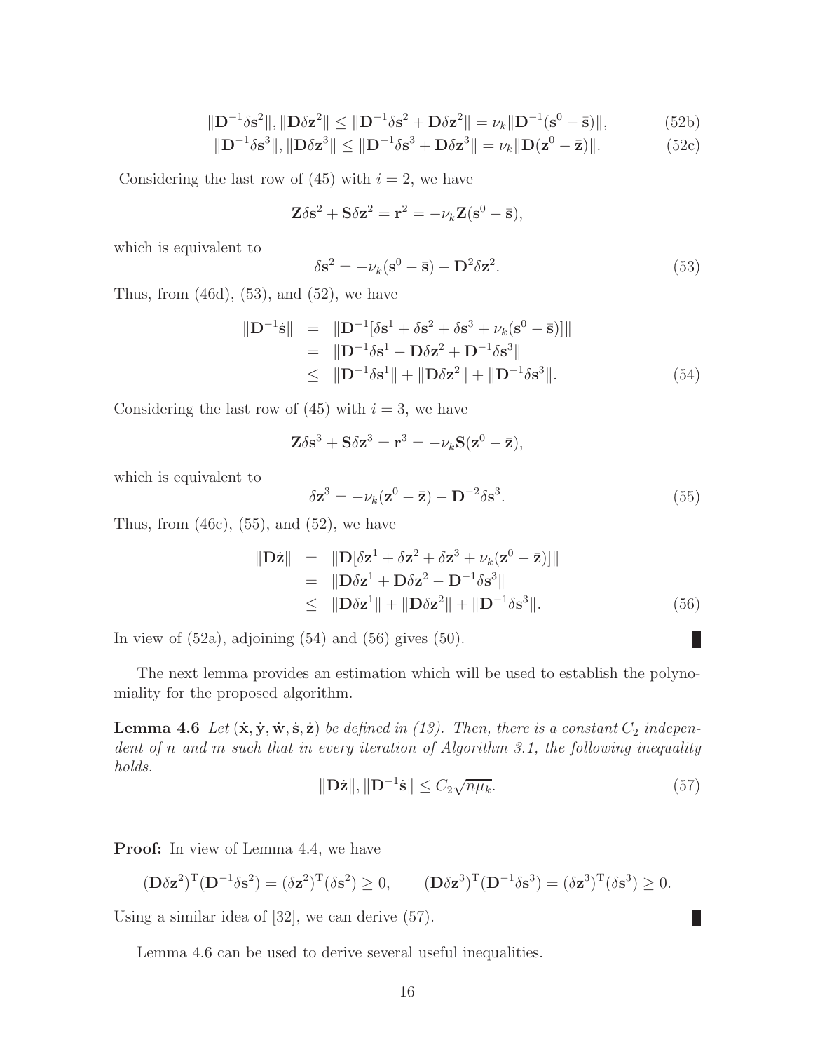$$
\|\mathbf{D}^{-1}\delta\mathbf{s}^2\|, \|\mathbf{D}\delta\mathbf{z}^2\| \leq \|\mathbf{D}^{-1}\delta\mathbf{s}^2 + \mathbf{D}\delta\mathbf{z}^2\| = \nu_k\|\mathbf{D}^{-1}(\mathbf{s}^0 - \bar{\mathbf{s}})\|, \tag{52b}
$$

$$
\|\mathbf{D}^{-1}\delta\mathbf{s}^3\|, \|\mathbf{D}\delta\mathbf{z}^3\| \leq \|\mathbf{D}^{-1}\delta\mathbf{s}^3 + \mathbf{D}\delta\mathbf{z}^3\| = \nu_k\|\mathbf{D}(\mathbf{z}^0 - \bar{\mathbf{z}})\|. \tag{52c}
$$

Considering the last row of (45) with $i = 2$, we have

$$
\mathbf{Z}\delta\mathbf{s}^2 + \mathbf{S}\delta\mathbf{z}^2 = \mathbf{r}^2 = -\nu_k\mathbf{Z}(\mathbf{s}^0 - \bar{\mathbf{s}}),
$$

which is equivalent to

$$
\delta\mathbf{s}^2 = -\nu_k(\mathbf{s}^0 - \bar{\mathbf{s}}) - \mathbf{D}^2\delta\mathbf{z}^2. \tag{53}
$$

Thus, from (46d), (53), and (52), we have

$$
\begin{aligned}
\|\mathbf{D}^{-1}\dot{\mathbf{s}}\| &= \|\mathbf{D}^{-1}[\delta\mathbf{s}^1 + \delta\mathbf{s}^2 + \delta\mathbf{s}^3 + \nu_k(\mathbf{s}^0 - \bar{\mathbf{s}})]\| \\
&= \|\mathbf{D}^{-1}\delta\mathbf{s}^1 - \mathbf{D}\delta\mathbf{z}^2 + \mathbf{D}^{-1}\delta\mathbf{s}^3\| \\
&\leq \|\mathbf{D}^{-1}\delta\mathbf{s}^1\| + \|\mathbf{D}\delta\mathbf{z}^2\| + \|\mathbf{D}^{-1}\delta\mathbf{s}^3\|. 
\end{aligned} \tag{54}
$$

Considering the last row of (45) with $i = 3$, we have

$$
\mathbf{Z}\delta\mathbf{s}^3 + \mathbf{S}\delta\mathbf{z}^3 = \mathbf{r}^3 = -\nu_k\mathbf{S}(\mathbf{z}^0 - \bar{\mathbf{z}}),
$$

which is equivalent to

$$
\delta\mathbf{z}^3 = -\nu_k(\mathbf{z}^0 - \bar{\mathbf{z}}) - \mathbf{D}^{-2}\delta\mathbf{s}^3. \tag{55}
$$

Thus, from (46c), (55), and (52), we have

$$
\begin{aligned}
\|\mathbf{D}\dot{\mathbf{z}}\| &= \|\mathbf{D}[\delta\mathbf{z}^1 + \delta\mathbf{z}^2 + \delta\mathbf{z}^3 + \nu_k(\mathbf{z}^0 - \bar{\mathbf{z}})]\| \\
&= \|\mathbf{D}\delta\mathbf{z}^1 + \mathbf{D}\delta\mathbf{z}^2 - \mathbf{D}^{-1}\delta\mathbf{s}^3\| \\
&\leq \|\mathbf{D}\delta\mathbf{z}^1\| + \|\mathbf{D}\delta\mathbf{z}^2\| + \|\mathbf{D}^{-1}\delta\mathbf{s}^3\|. 
\end{aligned} \tag{56}
$$

In view of (52a), adjoining (54) and (56) gives (50). ∎

The next lemma provides an estimation which will be used to establish the polynomiality for the proposed algorithm.

**Lemma 4.6** *Let $(\dot{\mathbf{x}}, \dot{\mathbf{y}}, \dot{\mathbf{w}}, \dot{\mathbf{s}}, \dot{\mathbf{z}})$ be defined in (13). Then, there is a constant $C_2$ independent of $n$ and $m$ such that in every iteration of Algorithm 3.1, the following inequality holds.*

$$
\|\mathbf{D}\dot{\mathbf{z}}\|, \|\mathbf{D}^{-1}\dot{\mathbf{s}}\| \leq C_2\sqrt{n\mu_k}. \tag{57}
$$

**Proof:** In view of Lemma 4.4, we have

$$
(\mathbf{D}\delta\mathbf{z}^2)^{\mathrm{T}}(\mathbf{D}^{-1}\delta\mathbf{s}^2) = (\delta\mathbf{z}^2)^{\mathrm{T}}(\delta\mathbf{s}^2) \geq 0, \qquad (\mathbf{D}\delta\mathbf{z}^3)^{\mathrm{T}}(\mathbf{D}^{-1}\delta\mathbf{s}^3) = (\delta\mathbf{z}^3)^{\mathrm{T}}(\delta\mathbf{s}^3) \geq 0.
$$

Using a similar idea of [32], we can derive (57). ∎

Lemma 4.6 can be used to derive several useful inequalities.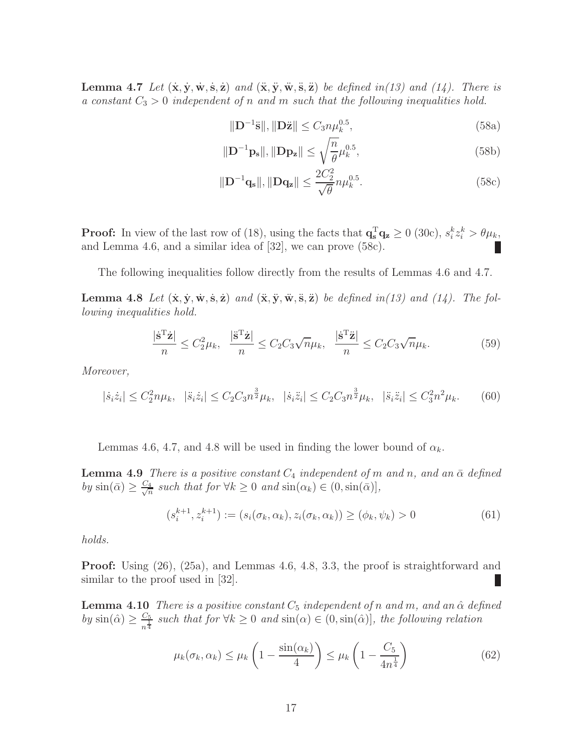**Lemma 4.7** *Let $(\dot{\mathbf{x}}, \dot{\mathbf{y}}, \dot{\mathbf{w}}, \dot{\mathbf{s}}, \dot{\mathbf{z}})$ and $(\ddot{\mathbf{x}}, \ddot{\mathbf{y}}, \ddot{\mathbf{w}}, \ddot{\mathbf{s}}, \ddot{\mathbf{z}})$ be defined in(13) and (14). There is a constant $C_3 > 0$ independent of $n$ and $m$ such that the following inequalities hold.*

$$\|\mathbf{D}^{-1}\ddot{\mathbf{s}}\|, \|\mathbf{D}\ddot{\mathbf{z}}\| \leq C_3 n \mu_k^{0.5}, \tag{58a}$$

$$\|\mathbf{D}^{-1}\mathbf{p_s}\|, \|\mathbf{D}\mathbf{p_z}\| \leq \sqrt{\frac{n}{\theta}}\mu_k^{0.5}, \tag{58b}$$

$$\|\mathbf{D}^{-1}\mathbf{q_s}\|, \|\mathbf{D}\mathbf{q_z}\| \leq \frac{2C_2^2}{\sqrt{\theta}} n \mu_k^{0.5}. \tag{58c}$$

**Proof:** In view of the last row of (18), using the facts that $\mathbf{q_s}^{\mathrm{T}}\mathbf{q_z} \geq 0$ (30c), $s_i^k z_i^k > \theta\mu_k$, and Lemma 4.6, and a similar idea of [32], we can prove (58c). ∎

The following inequalities follow directly from the results of Lemmas 4.6 and 4.7.

**Lemma 4.8** *Let $(\dot{\mathbf{x}}, \dot{\mathbf{y}}, \dot{\mathbf{w}}, \dot{\mathbf{s}}, \dot{\mathbf{z}})$ and $(\ddot{\mathbf{x}}, \ddot{\mathbf{y}}, \ddot{\mathbf{w}}, \ddot{\mathbf{s}}, \ddot{\mathbf{z}})$ be defined in(13) and (14). The following inequalities hold.*

$$\frac{|\dot{\mathbf{s}}^{\mathrm{T}}\dot{\mathbf{z}}|}{n} \leq C_2^2\mu_k, \quad \frac{|\ddot{\mathbf{s}}^{\mathrm{T}}\dot{\mathbf{z}}|}{n} \leq C_2C_3\sqrt{n}\mu_k, \quad \frac{|\dot{\mathbf{s}}^{\mathrm{T}}\ddot{\mathbf{z}}|}{n} \leq C_2C_3\sqrt{n}\mu_k. \tag{59}$$

*Moreover,*

$$|\dot{s}_i\dot{z}_i| \leq C_2^2 n\mu_k, \quad |\ddot{s}_i\dot{z}_i| \leq C_2C_3 n^{\frac{3}{2}}\mu_k, \quad |\dot{s}_i\ddot{z}_i| \leq C_2C_3 n^{\frac{3}{2}}\mu_k, \quad |\ddot{s}_i\ddot{z}_i| \leq C_3^2 n^2\mu_k. \tag{60}$$

Lemmas 4.6, 4.7, and 4.8 will be used in finding the lower bound of $\alpha_k$.

**Lemma 4.9** *There is a positive constant $C_4$ independent of $m$ and $n$, and an $\bar{\alpha}$ defined by $\sin(\bar{\alpha}) \geq \frac{C_4}{\sqrt{n}}$ such that for $\forall k \geq 0$ and $\sin(\alpha_k) \in (0, \sin(\bar{\alpha})]$,*

$$(s_i^{k+1}, z_i^{k+1}) := (s_i(\sigma_k, \alpha_k), z_i(\sigma_k, \alpha_k)) \geq (\phi_k, \psi_k) > 0 \tag{61}$$

*holds.*

**Proof:** Using (26), (25a), and Lemmas 4.6, 4.8, 3.3, the proof is straightforward and similar to the proof used in [32]. ∎

**Lemma 4.10** *There is a positive constant $C_5$ independent of $n$ and $m$, and an $\hat{\alpha}$ defined by $\sin(\hat{\alpha}) \geq \frac{C_5}{n^{\frac{1}{4}}}$ such that for $\forall k \geq 0$ and $\sin(\alpha) \in (0, \sin(\hat{\alpha})]$, the following relation*

$$\mu_k(\sigma_k, \alpha_k) \leq \mu_k\left(1 - \frac{\sin(\alpha_k)}{4}\right) \leq \mu_k\left(1 - \frac{C_5}{4n^{\frac{1}{4}}}\right) \tag{62}$$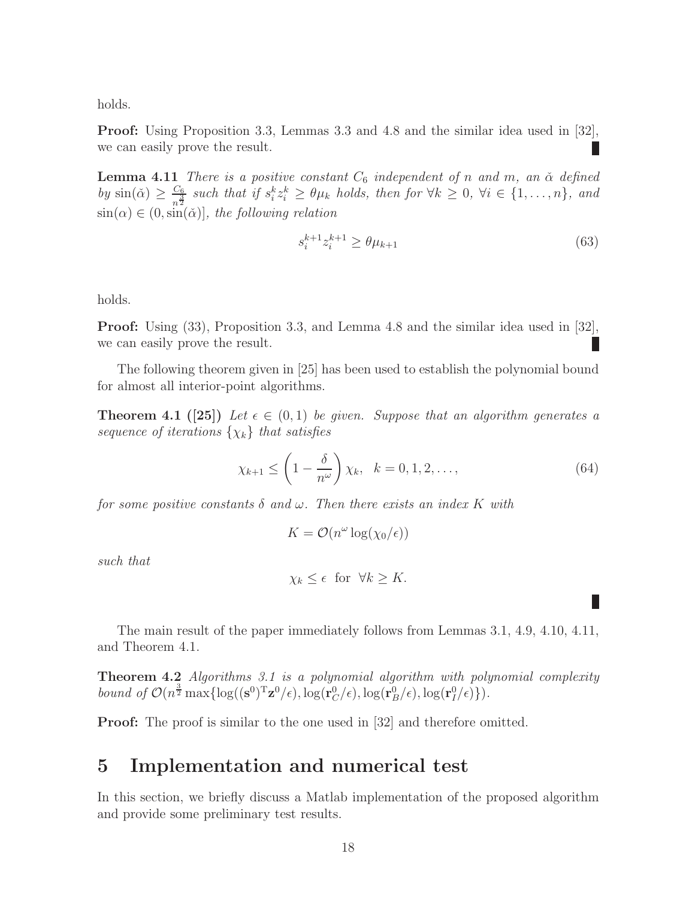holds.

**Proof:** Using Proposition 3.3, Lemmas 3.3 and 4.8 and the similar idea used in [32], we can easily prove the result. ∎

**Lemma 4.11** *There is a positive constant $C_6$ independent of $n$ and $m$, an $\breve{\alpha}$ defined by $\sin(\breve{\alpha}) \geq \frac{C_6}{n^{\frac{3}{2}}}$ such that if $s_i^k z_i^k \geq \theta \mu_k$ holds, then for $\forall k \geq 0$, $\forall i \in \{1, \ldots, n\}$, and $\sin(\alpha) \in (0, \sin(\breve{\alpha})]$, the following relation*

$$
s_i^{k+1} z_i^{k+1} \geq \theta \mu_{k+1} \tag{63}
$$

holds.

**Proof:** Using (33), Proposition 3.3, and Lemma 4.8 and the similar idea used in [32], we can easily prove the result. ∎

The following theorem given in [25] has been used to establish the polynomial bound for almost all interior-point algorithms.

**Theorem 4.1 ([25])** *Let $\epsilon \in (0, 1)$ be given. Suppose that an algorithm generates a sequence of iterations $\{\chi_k\}$ that satisfies*

$$
\chi_{k+1} \leq \left(1 - \frac{\delta}{n^{\omega}}\right) \chi_k, \quad k = 0, 1, 2, \ldots, \tag{64}
$$

*for some positive constants $\delta$ and $\omega$. Then there exists an index $K$ with*

$$
K = \mathcal{O}(n^{\omega} \log(\chi_0 / \epsilon))
$$

*such that*

$$
\chi_k \leq \epsilon \ \text{ for } \ \forall k \geq K.
$$

∎

The main result of the paper immediately follows from Lemmas 3.1, 4.9, 4.10, 4.11, and Theorem 4.1.

**Theorem 4.2** *Algorithms 3.1 is a polynomial algorithm with polynomial complexity bound of $\mathcal{O}(n^{\frac{3}{2}} \max\{\log((\mathbf{s}^0)^{\mathrm{T}}\mathbf{z}^0/\epsilon), \log(\mathbf{r}_C^0/\epsilon), \log(\mathbf{r}_B^0/\epsilon), \log(\mathbf{r}_I^0/\epsilon)\})$.*

**Proof:** The proof is similar to the one used in [32] and therefore omitted.

## 5 Implementation and numerical test

In this section, we briefly discuss a Matlab implementation of the proposed algorithm and provide some preliminary test results.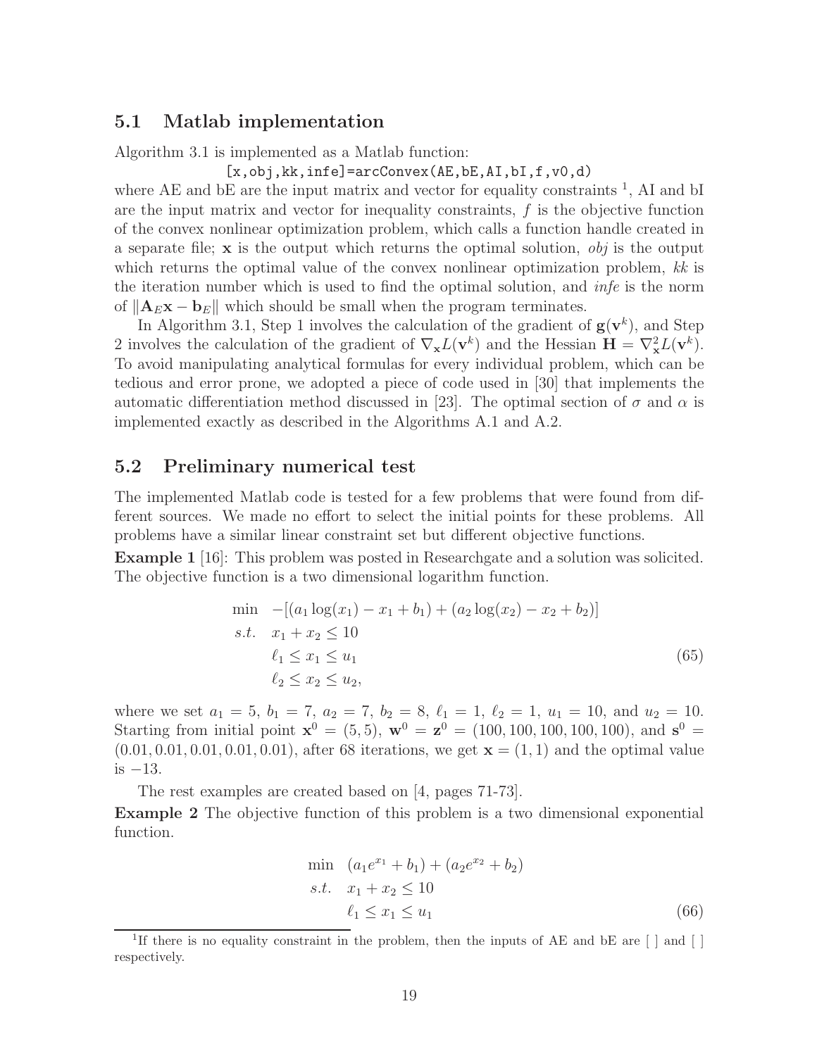## 5.1 Matlab implementation

Algorithm 3.1 is implemented as a Matlab function:

```
[x,obj,kk,infe]=arcConvex(AE,bE,AI,bI,f,v0,d)
```

where AE and bE are the input matrix and vector for equality constraints [1], AI and bI are the input matrix and vector for inequality constraints, $f$ is the objective function of the convex nonlinear optimization problem, which calls a function handle created in a separate file; $\mathbf{x}$ is the output which returns the optimal solution, *obj* is the output which returns the optimal value of the convex nonlinear optimization problem, *kk* is the iteration number which is used to find the optimal solution, and *infe* is the norm of $\|\mathbf{A}_E\mathbf{x} - \mathbf{b}_E\|$ which should be small when the program terminates.

In Algorithm 3.1, Step 1 involves the calculation of the gradient of $\mathbf{g}(\mathbf{v}^k)$, and Step 2 involves the calculation of the gradient of $\nabla_{\mathbf{x}} L(\mathbf{v}^k)$ and the Hessian $\mathbf{H} = \nabla^2_{\mathbf{x}} L(\mathbf{v}^k)$. To avoid manipulating analytical formulas for every individual problem, which can be tedious and error prone, we adopted a piece of code used in [30] that implements the automatic differentiation method discussed in [23]. The optimal section of $\sigma$ and $\alpha$ is implemented exactly as described in the Algorithms A.1 and A.2.

## 5.2 Preliminary numerical test

The implemented Matlab code is tested for a few problems that were found from different sources. We made no effort to select the initial points for these problems. All problems have a similar linear constraint set but different objective functions.

**Example 1** [16]: This problem was posted in Researchgate and a solution was solicited. The objective function is a two dimensional logarithm function.

$$
\begin{aligned}
\min \quad & -[(a_1 \log(x_1) - x_1 + b_1) + (a_2 \log(x_2) - x_2 + b_2)] \\
s.t. \quad & x_1 + x_2 \le 10 \\
& \ell_1 \le x_1 \le u_1 \\
& \ell_2 \le x_2 \le u_2,
\end{aligned} \tag{65}
$$

where we set $a_1 = 5$, $b_1 = 7$, $a_2 = 7$, $b_2 = 8$, $\ell_1 = 1$, $\ell_2 = 1$, $u_1 = 10$, and $u_2 = 10$. Starting from initial point $\mathbf{x}^0 = (5, 5)$, $\mathbf{w}^0 = \mathbf{z}^0 = (100, 100, 100, 100, 100)$, and $\mathbf{s}^0 = (0.01, 0.01, 0.01, 0.01, 0.01)$, after 68 iterations, we get $\mathbf{x} = (1, 1)$ and the optimal value is $-13$.

The rest examples are created based on [4, pages 71-73].

**Example 2** The objective function of this problem is a two dimensional exponential function.

$$
\begin{aligned}
\min \quad & (a_1 e^{x_1} + b_1) + (a_2 e^{x_2} + b_2) \\
s.t. \quad & x_1 + x_2 \le 10 \\
& \ell_1 \le x_1 \le u_1
\end{aligned} \tag{66}
$$

[1] If there is no equality constraint in the problem, then the inputs of AE and bE are [ ] and [ ] respectively.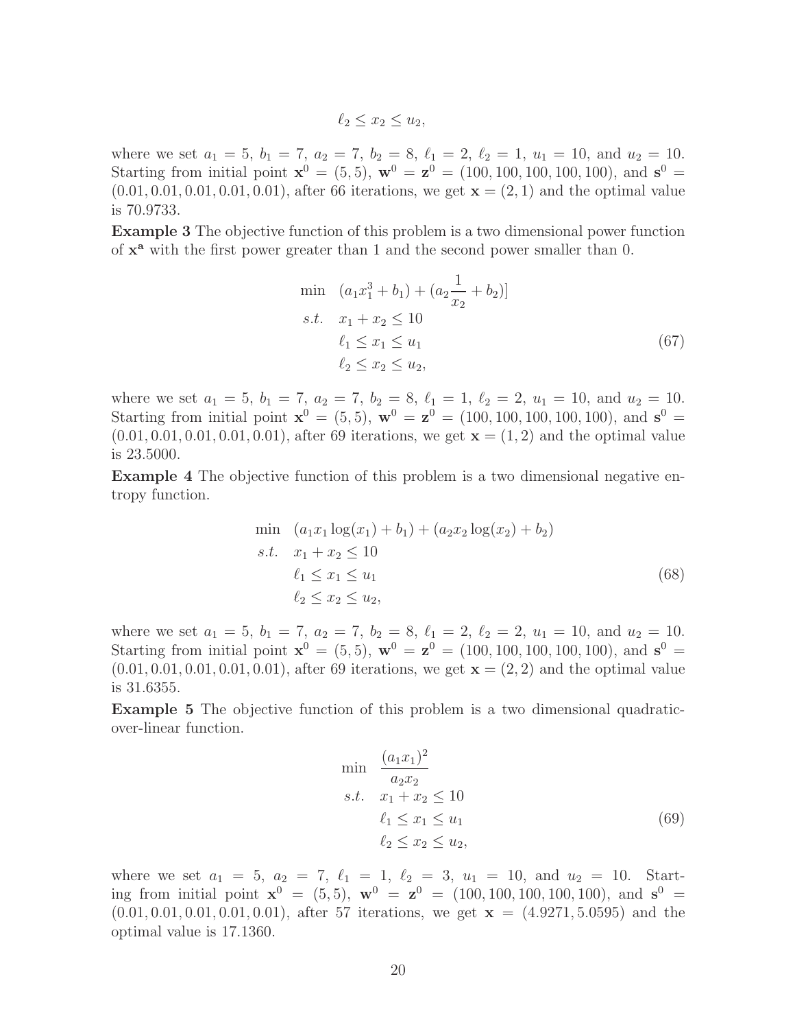$$\ell_2 \le x_2 \le u_2,$$

where we set $a_1 = 5$, $b_1 = 7$, $a_2 = 7$, $b_2 = 8$, $\ell_1 = 2$, $\ell_2 = 1$, $u_1 = 10$, and $u_2 = 10$. Starting from initial point $\mathbf{x}^0 = (5, 5)$, $\mathbf{w}^0 = \mathbf{z}^0 = (100, 100, 100, 100, 100)$, and $\mathbf{s}^0 = (0.01, 0.01, 0.01, 0.01, 0.01)$, after 66 iterations, we get $\mathbf{x} = (2, 1)$ and the optimal value is 70.9733.

**Example 3** The objective function of this problem is a two dimensional power function of $\mathbf{x}^{\mathbf{a}}$ with the first power greater than 1 and the second power smaller than 0.

$$\begin{aligned}
\min \quad & (a_1 x_1^3 + b_1) + (a_2 \frac{1}{x_2} + b_2)] \\
s.t. \quad & x_1 + x_2 \le 10 \\
& \ell_1 \le x_1 \le u_1 \\
& \ell_2 \le x_2 \le u_2,
\end{aligned} \tag{67}$$

where we set $a_1 = 5$, $b_1 = 7$, $a_2 = 7$, $b_2 = 8$, $\ell_1 = 1$, $\ell_2 = 2$, $u_1 = 10$, and $u_2 = 10$. Starting from initial point $\mathbf{x}^0 = (5, 5)$, $\mathbf{w}^0 = \mathbf{z}^0 = (100, 100, 100, 100, 100)$, and $\mathbf{s}^0 = (0.01, 0.01, 0.01, 0.01, 0.01)$, after 69 iterations, we get $\mathbf{x} = (1, 2)$ and the optimal value is 23.5000.

**Example 4** The objective function of this problem is a two dimensional negative entropy function.

$$\begin{aligned}
\min \quad & (a_1 x_1 \log(x_1) + b_1) + (a_2 x_2 \log(x_2) + b_2) \\
s.t. \quad & x_1 + x_2 \le 10 \\
& \ell_1 \le x_1 \le u_1 \\
& \ell_2 \le x_2 \le u_2,
\end{aligned} \tag{68}$$

where we set $a_1 = 5$, $b_1 = 7$, $a_2 = 7$, $b_2 = 8$, $\ell_1 = 2$, $\ell_2 = 2$, $u_1 = 10$, and $u_2 = 10$. Starting from initial point $\mathbf{x}^0 = (5, 5)$, $\mathbf{w}^0 = \mathbf{z}^0 = (100, 100, 100, 100, 100)$, and $\mathbf{s}^0 = (0.01, 0.01, 0.01, 0.01, 0.01)$, after 69 iterations, we get $\mathbf{x} = (2, 2)$ and the optimal value is 31.6355.

**Example 5** The objective function of this problem is a two dimensional quadratic-over-linear function.

$$\begin{aligned}
\min \quad & \frac{(a_1 x_1)^2}{a_2 x_2} \\
s.t. \quad & x_1 + x_2 \le 10 \\
& \ell_1 \le x_1 \le u_1 \\
& \ell_2 \le x_2 \le u_2,
\end{aligned} \tag{69}$$

where we set $a_1 = 5$, $a_2 = 7$, $\ell_1 = 1$, $\ell_2 = 3$, $u_1 = 10$, and $u_2 = 10$. Starting from initial point $\mathbf{x}^0 = (5, 5)$, $\mathbf{w}^0 = \mathbf{z}^0 = (100, 100, 100, 100, 100)$, and $\mathbf{s}^0 = (0.01, 0.01, 0.01, 0.01, 0.01)$, after 57 iterations, we get $\mathbf{x} = (4.9271, 5.0595)$ and the optimal value is 17.1360.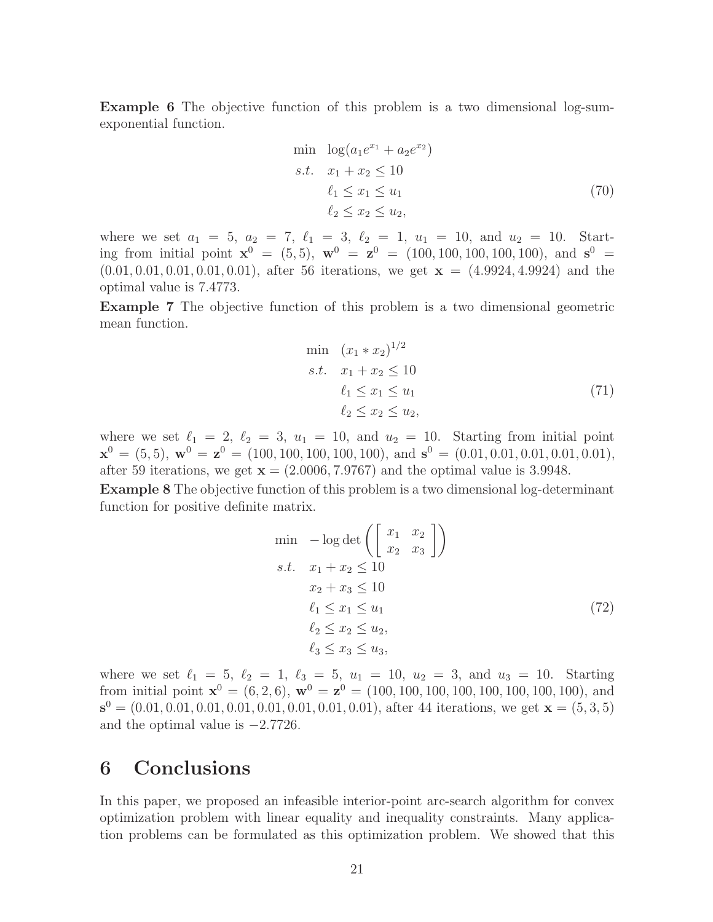**Example 6** The objective function of this problem is a two dimensional log-sum-exponential function.

$$
\begin{aligned}
\min \quad & \log(a_1 e^{x_1} + a_2 e^{x_2}) \\
s.t. \quad & x_1 + x_2 \leq 10 \\
& \ell_1 \leq x_1 \leq u_1 \\
& \ell_2 \leq x_2 \leq u_2,
\end{aligned}
\tag{70}
$$

where we set $a_1 = 5$, $a_2 = 7$, $\ell_1 = 3$, $\ell_2 = 1$, $u_1 = 10$, and $u_2 = 10$. Starting from initial point $\mathbf{x}^0 = (5, 5)$, $\mathbf{w}^0 = \mathbf{z}^0 = (100, 100, 100, 100, 100)$, and $\mathbf{s}^0 = (0.01, 0.01, 0.01, 0.01, 0.01)$, after 56 iterations, we get $\mathbf{x} = (4.9924, 4.9924)$ and the optimal value is 7.4773.

**Example 7** The objective function of this problem is a two dimensional geometric mean function.

$$
\begin{aligned}
\min \quad & (x_1 * x_2)^{1/2} \\
s.t. \quad & x_1 + x_2 \leq 10 \\
& \ell_1 \leq x_1 \leq u_1 \\
& \ell_2 \leq x_2 \leq u_2,
\end{aligned}
\tag{71}
$$

where we set $\ell_1 = 2$, $\ell_2 = 3$, $u_1 = 10$, and $u_2 = 10$. Starting from initial point $\mathbf{x}^0 = (5, 5)$, $\mathbf{w}^0 = \mathbf{z}^0 = (100, 100, 100, 100, 100)$, and $\mathbf{s}^0 = (0.01, 0.01, 0.01, 0.01, 0.01)$, after 59 iterations, we get $\mathbf{x} = (2.0006, 7.9767)$ and the optimal value is 3.9948.

**Example 8** The objective function of this problem is a two dimensional log-determinant function for positive definite matrix.

$$
\begin{aligned}
\min \quad & -\log\det\left( \begin{bmatrix} x_1 & x_2 \\ x_2 & x_3 \end{bmatrix} \right) \\
s.t. \quad & x_1 + x_2 \leq 10 \\
& x_2 + x_3 \leq 10 \\
& \ell_1 \leq x_1 \leq u_1 \\
& \ell_2 \leq x_2 \leq u_2, \\
& \ell_3 \leq x_3 \leq u_3,
\end{aligned}
\tag{72}
$$

where we set $\ell_1 = 5$, $\ell_2 = 1$, $\ell_3 = 5$, $u_1 = 10$, $u_2 = 3$, and $u_3 = 10$. Starting from initial point $\mathbf{x}^0 = (6, 2, 6)$, $\mathbf{w}^0 = \mathbf{z}^0 = (100, 100, 100, 100, 100, 100, 100, 100)$, and $\mathbf{s}^0 = (0.01, 0.01, 0.01, 0.01, 0.01, 0.01, 0.01, 0.01)$, after 44 iterations, we get $\mathbf{x} = (5, 3, 5)$ and the optimal value is $-2.7726$.

# 6 Conclusions

In this paper, we proposed an infeasible interior-point arc-search algorithm for convex optimization problem with linear equality and inequality constraints. Many application problems can be formulated as this optimization problem. We showed that this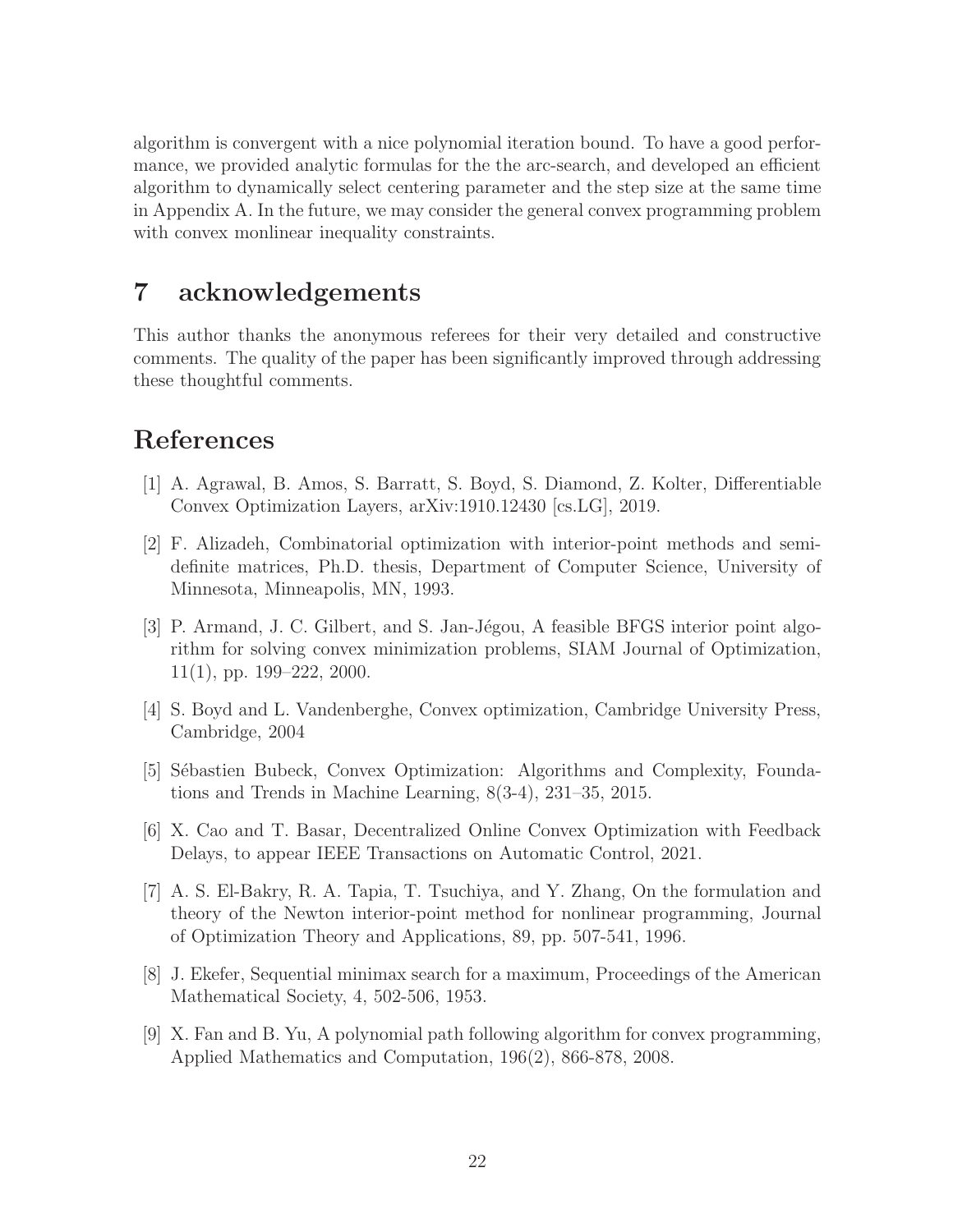algorithm is convergent with a nice polynomial iteration bound. To have a good performance, we provided analytic formulas for the the arc-search, and developed an efficient algorithm to dynamically select centering parameter and the step size at the same time in Appendix A. In the future, we may consider the general convex programming problem with convex monlinear inequality constraints.

# 7 acknowledgements

This author thanks the anonymous referees for their very detailed and constructive comments. The quality of the paper has been significantly improved through addressing these thoughtful comments.

# References

[1] A. Agrawal, B. Amos, S. Barratt, S. Boyd, S. Diamond, Z. Kolter, Differentiable Convex Optimization Layers, arXiv:1910.12430 [cs.LG], 2019.

[2] F. Alizadeh, Combinatorial optimization with interior-point methods and semi-definite matrices, Ph.D. thesis, Department of Computer Science, University of Minnesota, Minneapolis, MN, 1993.

[3] P. Armand, J. C. Gilbert, and S. Jan-Jégou, A feasible BFGS interior point algorithm for solving convex minimization problems, SIAM Journal of Optimization, 11(1), pp. 199–222, 2000.

[4] S. Boyd and L. Vandenberghe, Convex optimization, Cambridge University Press, Cambridge, 2004

[5] Sébastien Bubeck, Convex Optimization: Algorithms and Complexity, Foundations and Trends in Machine Learning, 8(3-4), 231–35, 2015.

[6] X. Cao and T. Basar, Decentralized Online Convex Optimization with Feedback Delays, to appear IEEE Transactions on Automatic Control, 2021.

[7] A. S. El-Bakry, R. A. Tapia, T. Tsuchiya, and Y. Zhang, On the formulation and theory of the Newton interior-point method for nonlinear programming, Journal of Optimization Theory and Applications, 89, pp. 507-541, 1996.

[8] J. Ekefer, Sequential minimax search for a maximum, Proceedings of the American Mathematical Society, 4, 502-506, 1953.

[9] X. Fan and B. Yu, A polynomial path following algorithm for convex programming, Applied Mathematics and Computation, 196(2), 866-878, 2008.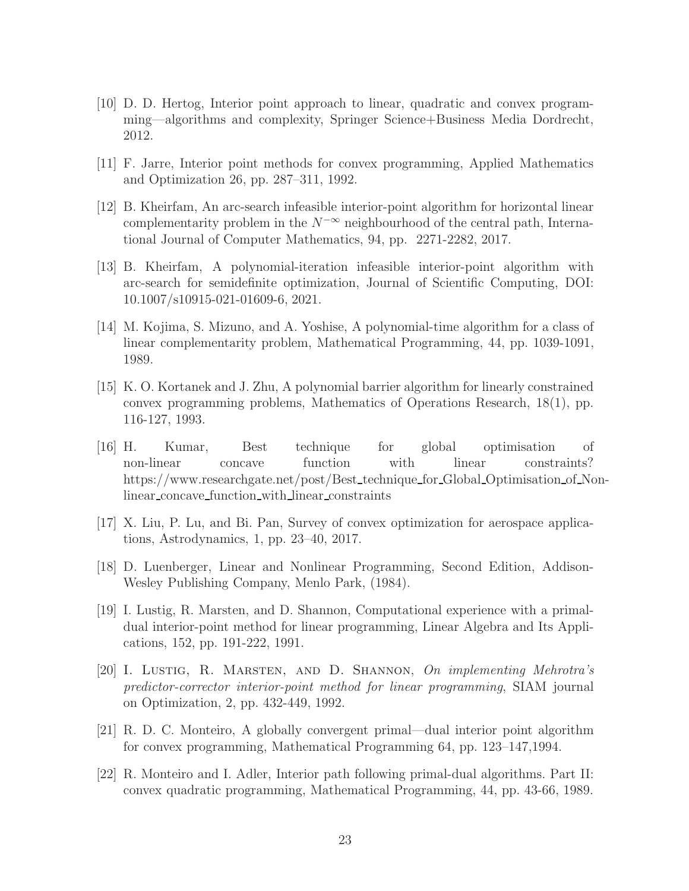[10] D. D. Hertog, Interior point approach to linear, quadratic and convex programming—algorithms and complexity, Springer Science+Business Media Dordrecht, 2012.

[11] F. Jarre, Interior point methods for convex programming, Applied Mathematics and Optimization 26, pp. 287–311, 1992.

[12] B. Kheirfam, An arc-search infeasible interior-point algorithm for horizontal linear complementarity problem in the $N^{-\infty}$ neighbourhood of the central path, International Journal of Computer Mathematics, 94, pp. 2271-2282, 2017.

[13] B. Kheirfam, A polynomial-iteration infeasible interior-point algorithm with arc-search for semidefinite optimization, Journal of Scientific Computing, DOI: 10.1007/s10915-021-01609-6, 2021.

[14] M. Kojima, S. Mizuno, and A. Yoshise, A polynomial-time algorithm for a class of linear complementarity problem, Mathematical Programming, 44, pp. 1039-1091, 1989.

[15] K. O. Kortanek and J. Zhu, A polynomial barrier algorithm for linearly constrained convex programming problems, Mathematics of Operations Research, 18(1), pp. 116-127, 1993.

[16] H. Kumar, Best technique for global optimisation of non-linear concave function with linear constraints? https://www.researchgate.net/post/Best_technique_for_Global_Optimisation_of_Non-linear_concave_function_with_linear_constraints

[17] X. Liu, P. Lu, and Bi. Pan, Survey of convex optimization for aerospace applications, Astrodynamics, 1, pp. 23–40, 2017.

[18] D. Luenberger, Linear and Nonlinear Programming, Second Edition, Addison-Wesley Publishing Company, Menlo Park, (1984).

[19] I. Lustig, R. Marsten, and D. Shannon, Computational experience with a primal-dual interior-point method for linear programming, Linear Algebra and Its Applications, 152, pp. 191-222, 1991.

[20] I. Lustig, R. Marsten, and D. Shannon, *On implementing Mehrotra's predictor-corrector interior-point method for linear programming*, SIAM journal on Optimization, 2, pp. 432-449, 1992.

[21] R. D. C. Monteiro, A globally convergent primal—dual interior point algorithm for convex programming, Mathematical Programming 64, pp. 123–147,1994.

[22] R. Monteiro and I. Adler, Interior path following primal-dual algorithms. Part II: convex quadratic programming, Mathematical Programming, 44, pp. 43-66, 1989.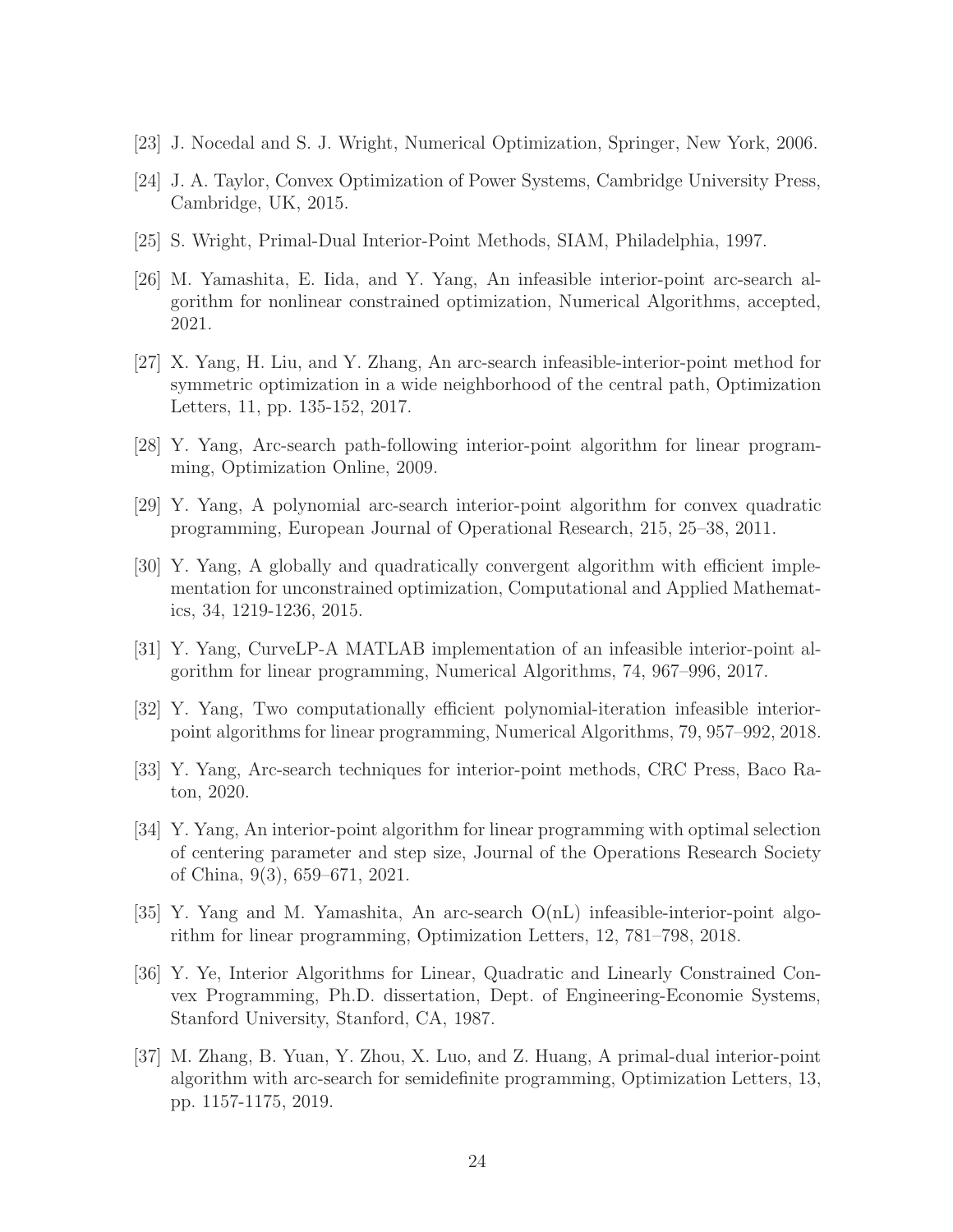[23] J. Nocedal and S. J. Wright, Numerical Optimization, Springer, New York, 2006.

[24] J. A. Taylor, Convex Optimization of Power Systems, Cambridge University Press, Cambridge, UK, 2015.

[25] S. Wright, Primal-Dual Interior-Point Methods, SIAM, Philadelphia, 1997.

[26] M. Yamashita, E. Iida, and Y. Yang, An infeasible interior-point arc-search algorithm for nonlinear constrained optimization, Numerical Algorithms, accepted, 2021.

[27] X. Yang, H. Liu, and Y. Zhang, An arc-search infeasible-interior-point method for symmetric optimization in a wide neighborhood of the central path, Optimization Letters, 11, pp. 135-152, 2017.

[28] Y. Yang, Arc-search path-following interior-point algorithm for linear programming, Optimization Online, 2009.

[29] Y. Yang, A polynomial arc-search interior-point algorithm for convex quadratic programming, European Journal of Operational Research, 215, 25–38, 2011.

[30] Y. Yang, A globally and quadratically convergent algorithm with efficient implementation for unconstrained optimization, Computational and Applied Mathematics, 34, 1219-1236, 2015.

[31] Y. Yang, CurveLP-A MATLAB implementation of an infeasible interior-point algorithm for linear programming, Numerical Algorithms, 74, 967–996, 2017.

[32] Y. Yang, Two computationally efficient polynomial-iteration infeasible interior-point algorithms for linear programming, Numerical Algorithms, 79, 957–992, 2018.

[33] Y. Yang, Arc-search techniques for interior-point methods, CRC Press, Baco Raton, 2020.

[34] Y. Yang, An interior-point algorithm for linear programming with optimal selection of centering parameter and step size, Journal of the Operations Research Society of China, 9(3), 659–671, 2021.

[35] Y. Yang and M. Yamashita, An arc-search O(nL) infeasible-interior-point algorithm for linear programming, Optimization Letters, 12, 781–798, 2018.

[36] Y. Ye, Interior Algorithms for Linear, Quadratic and Linearly Constrained Convex Programming, Ph.D. dissertation, Dept. of Engineering-Economie Systems, Stanford University, Stanford, CA, 1987.

[37] M. Zhang, B. Yuan, Y. Zhou, X. Luo, and Z. Huang, A primal-dual interior-point algorithm with arc-search for semidefinite programming, Optimization Letters, 13, pp. 1157-1175, 2019.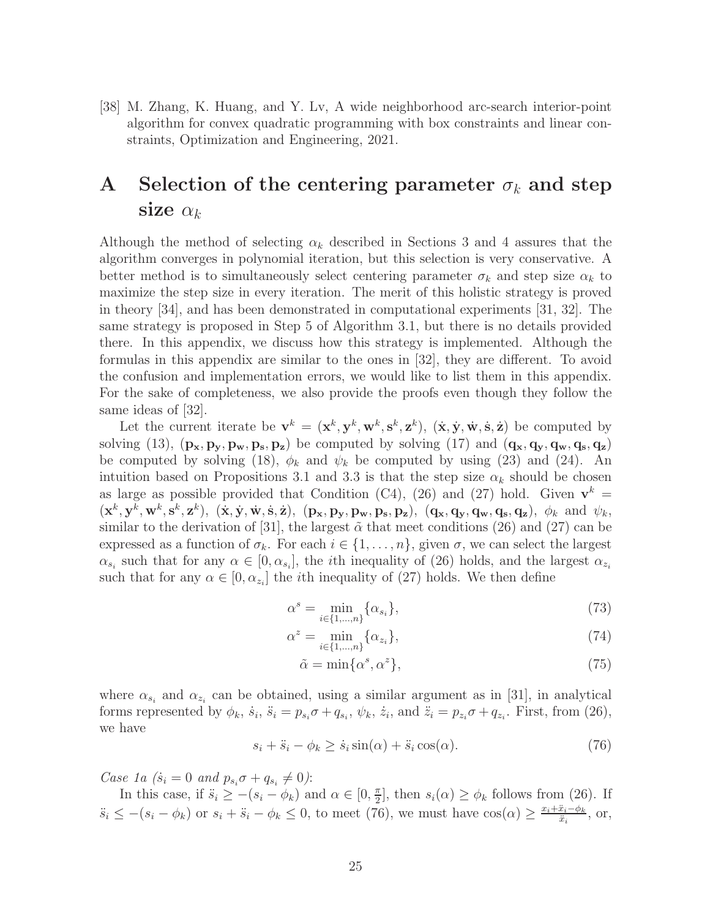[38] M. Zhang, K. Huang, and Y. Lv, A wide neighborhood arc-search interior-point algorithm for convex quadratic programming with box constraints and linear constraints, Optimization and Engineering, 2021.

# A Selection of the centering parameter $\sigma_k$ and step size $\alpha_k$

Although the method of selecting $\alpha_k$ described in Sections 3 and 4 assures that the algorithm converges in polynomial iteration, but this selection is very conservative. A better method is to simultaneously select centering parameter $\sigma_k$ and step size $\alpha_k$ to maximize the step size in every iteration. The merit of this holistic strategy is proved in theory [34], and has been demonstrated in computational experiments [31, 32]. The same strategy is proposed in Step 5 of Algorithm 3.1, but there is no details provided there. In this appendix, we discuss how this strategy is implemented. Although the formulas in this appendix are similar to the ones in [32], they are different. To avoid the confusion and implementation errors, we would like to list them in this appendix. For the sake of completeness, we also provide the proofs even though they follow the same ideas of [32].

Let the current iterate be $\mathbf{v}^k = (\mathbf{x}^k, \mathbf{y}^k, \mathbf{w}^k, \mathbf{s}^k, \mathbf{z}^k)$, $(\dot{\mathbf{x}}, \dot{\mathbf{y}}, \dot{\mathbf{w}}, \dot{\mathbf{s}}, \dot{\mathbf{z}})$ be computed by solving (13), $(\mathbf{p_x}, \mathbf{p_y}, \mathbf{p_w}, \mathbf{p_s}, \mathbf{p_z})$ be computed by solving (17) and $(\mathbf{q_x}, \mathbf{q_y}, \mathbf{q_w}, \mathbf{q_s}, \mathbf{q_z})$ be computed by solving (18), $\phi_k$ and $\psi_k$ be computed by using (23) and (24). An intuition based on Propositions 3.1 and 3.3 is that the step size $\alpha_k$ should be chosen as large as possible provided that Condition (C4), (26) and (27) hold. Given $\mathbf{v}^k = (\mathbf{x}^k, \mathbf{y}^k, \mathbf{w}^k, \mathbf{s}^k, \mathbf{z}^k)$, $(\dot{\mathbf{x}}, \dot{\mathbf{y}}, \dot{\mathbf{w}}, \dot{\mathbf{s}}, \dot{\mathbf{z}})$, $(\mathbf{p_x}, \mathbf{p_y}, \mathbf{p_w}, \mathbf{p_s}, \mathbf{p_z})$, $(\mathbf{q_x}, \mathbf{q_y}, \mathbf{q_w}, \mathbf{q_s}, \mathbf{q_z})$, $\phi_k$ and $\psi_k$, similar to the derivation of [31], the largest $\tilde{\alpha}$ that meet conditions (26) and (27) can be expressed as a function of $\sigma_k$. For each $i \in \{1, \ldots, n\}$, given $\sigma$, we can select the largest $\alpha_{s_i}$ such that for any $\alpha \in [0, \alpha_{s_i}]$, the $i$th inequality of (26) holds, and the largest $\alpha_{z_i}$ such that for any $\alpha \in [0, \alpha_{z_i}]$ the $i$th inequality of (27) holds. We then define

$$\alpha^s = \min_{i \in \{1,\ldots,n\}} \{\alpha_{s_i}\}, \tag{73}$$

$$\alpha^z = \min_{i \in \{1,\ldots,n\}} \{\alpha_{z_i}\}, \tag{74}$$

$$\tilde{\alpha} = \min\{\alpha^s, \alpha^z\}, \tag{75}$$

where $\alpha_{s_i}$ and $\alpha_{z_i}$ can be obtained, using a similar argument as in [31], in analytical forms represented by $\phi_k$, $\dot{s}_i$, $\ddot{s}_i = p_{s_i}\sigma + q_{s_i}$, $\psi_k$, $\dot{z}_i$, and $\ddot{z}_i = p_{z_i}\sigma + q_{z_i}$. First, from (26), we have

$$s_i + \ddot{s}_i - \phi_k \geq \dot{s}_i \sin(\alpha) + \ddot{s}_i \cos(\alpha). \tag{76}$$

*Case 1a ($\dot{s}_i = 0$ and $p_{s_i}\sigma + q_{s_i} \neq 0$):*

In this case, if $\ddot{s}_i \geq -(s_i - \phi_k)$ and $\alpha \in [0, \frac{\pi}{2}]$, then $s_i(\alpha) \geq \phi_k$ follows from (26). If $\ddot{s}_i \leq -(s_i - \phi_k)$ or $s_i + \ddot{s}_i - \phi_k \leq 0$, to meet (76), we must have $\cos(\alpha) \geq \frac{x_i + \ddot{x}_i - \phi_k}{\ddot{x}_i}$, or,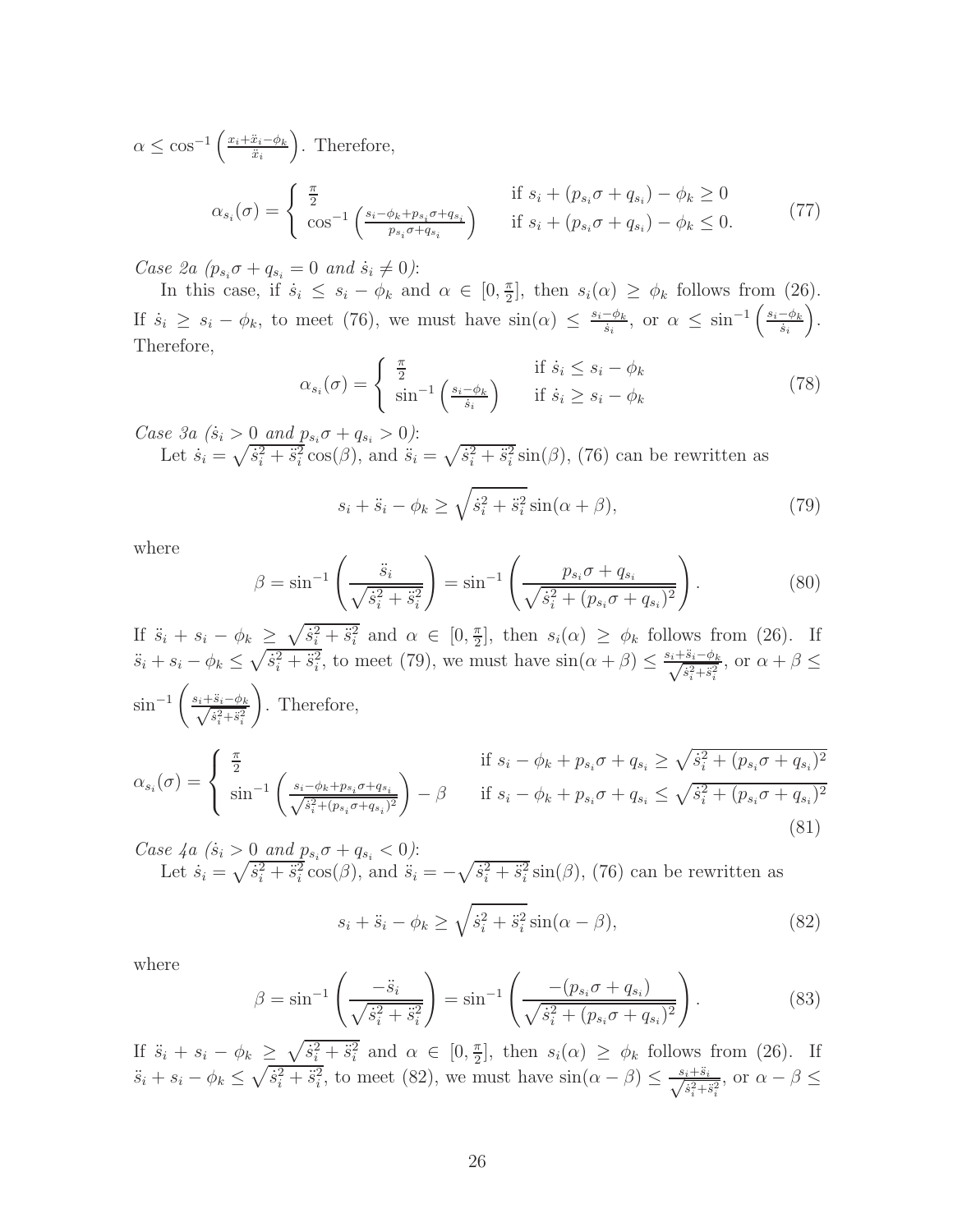$\alpha \leq \cos^{-1}\left(\frac{x_i + \ddot{x}_i - \phi_k}{\ddot{x}_i}\right)$. Therefore,

$$\alpha_{s_i}(\sigma) = \begin{cases} \frac{\pi}{2} & \text{if } s_i + (p_{s_i}\sigma + q_{s_i}) - \phi_k \geq 0 \\ \cos^{-1}\left(\frac{s_i - \phi_k + p_{s_i}\sigma + q_{s_i}}{p_{s_i}\sigma + q_{s_i}}\right) & \text{if } s_i + (p_{s_i}\sigma + q_{s_i}) - \phi_k \leq 0. \end{cases} \tag{77}$$

*Case 2a ($p_{s_i}\sigma + q_{s_i} = 0$ and $\dot{s}_i \neq 0$):*

In this case, if $\dot{s}_i \leq s_i - \phi_k$ and $\alpha \in [0, \frac{\pi}{2}]$, then $s_i(\alpha) \geq \phi_k$ follows from (26). If $\dot{s}_i \geq s_i - \phi_k$, to meet (76), we must have $\sin(\alpha) \leq \frac{s_i - \phi_k}{\dot{s}_i}$, or $\alpha \leq \sin^{-1}\left(\frac{s_i - \phi_k}{\dot{s}_i}\right)$. Therefore,

$$\alpha_{s_i}(\sigma) = \begin{cases} \frac{\pi}{2} & \text{if } \dot{s}_i \leq s_i - \phi_k \\ \sin^{-1}\left(\frac{s_i - \phi_k}{\dot{s}_i}\right) & \text{if } \dot{s}_i \geq s_i - \phi_k \end{cases} \tag{78}$$

*Case 3a ($\dot{s}_i > 0$ and $p_{s_i}\sigma + q_{s_i} > 0$):*

Let $\dot{s}_i = \sqrt{\dot{s}_i^2 + \ddot{s}_i^2}\cos(\beta)$, and $\ddot{s}_i = \sqrt{\dot{s}_i^2 + \ddot{s}_i^2}\sin(\beta)$, (76) can be rewritten as

$$s_i + \ddot{s}_i - \phi_k \geq \sqrt{\dot{s}_i^2 + \ddot{s}_i^2}\sin(\alpha + \beta), \tag{79}$$

where

$$\beta = \sin^{-1}\left(\frac{\ddot{s}_i}{\sqrt{\dot{s}_i^2 + \ddot{s}_i^2}}\right) = \sin^{-1}\left(\frac{p_{s_i}\sigma + q_{s_i}}{\sqrt{\dot{s}_i^2 + (p_{s_i}\sigma + q_{s_i})^2}}\right). \tag{80}$$

If $\ddot{s}_i + s_i - \phi_k \geq \sqrt{\dot{s}_i^2 + \ddot{s}_i^2}$ and $\alpha \in [0, \frac{\pi}{2}]$, then $s_i(\alpha) \geq \phi_k$ follows from (26). If $\ddot{s}_i + s_i - \phi_k \leq \sqrt{\dot{s}_i^2 + \ddot{s}_i^2}$, to meet (79), we must have $\sin(\alpha + \beta) \leq \frac{s_i + \ddot{s}_i - \phi_k}{\sqrt{\dot{s}_i^2 + \ddot{s}_i^2}}$, or $\alpha + \beta \leq \sin^{-1}\left(\frac{s_i + \ddot{s}_i - \phi_k}{\sqrt{\dot{s}_i^2 + \ddot{s}_i^2}}\right)$. Therefore,

$$\alpha_{s_i}(\sigma) = \begin{cases} \frac{\pi}{2} & \text{if } s_i - \phi_k + p_{s_i}\sigma + q_{s_i} \geq \sqrt{\dot{s}_i^2 + (p_{s_i}\sigma + q_{s_i})^2} \\ \sin^{-1}\left(\frac{s_i - \phi_k + p_{s_i}\sigma + q_{s_i}}{\sqrt{\dot{s}_i^2 + (p_{s_i}\sigma + q_{s_i})^2}}\right) - \beta & \text{if } s_i - \phi_k + p_{s_i}\sigma + q_{s_i} \leq \sqrt{\dot{s}_i^2 + (p_{s_i}\sigma + q_{s_i})^2} \end{cases} \tag{81}$$

*Case 4a ($\dot{s}_i > 0$ and $p_{s_i}\sigma + q_{s_i} < 0$):*

Let $\dot{s}_i = \sqrt{\dot{s}_i^2 + \ddot{s}_i^2}\cos(\beta)$, and $\ddot{s}_i = -\sqrt{\dot{s}_i^2 + \ddot{s}_i^2}\sin(\beta)$, (76) can be rewritten as

$$s_i + \ddot{s}_i - \phi_k \geq \sqrt{\dot{s}_i^2 + \ddot{s}_i^2}\sin(\alpha - \beta), \tag{82}$$

where

$$\beta = \sin^{-1}\left(\frac{-\ddot{s}_i}{\sqrt{\dot{s}_i^2 + \ddot{s}_i^2}}\right) = \sin^{-1}\left(\frac{-(p_{s_i}\sigma + q_{s_i})}{\sqrt{\dot{s}_i^2 + (p_{s_i}\sigma + q_{s_i})^2}}\right). \tag{83}$$

If $\ddot{s}_i + s_i - \phi_k \geq \sqrt{\dot{s}_i^2 + \ddot{s}_i^2}$ and $\alpha \in [0, \frac{\pi}{2}]$, then $s_i(\alpha) \geq \phi_k$ follows from (26). If $\ddot{s}_i + s_i - \phi_k \leq \sqrt{\dot{s}_i^2 + \ddot{s}_i^2}$, to meet (82), we must have $\sin(\alpha - \beta) \leq \frac{s_i + \ddot{s}_i}{\sqrt{\dot{s}_i^2 + \ddot{s}_i^2}}$, or $\alpha - \beta \leq$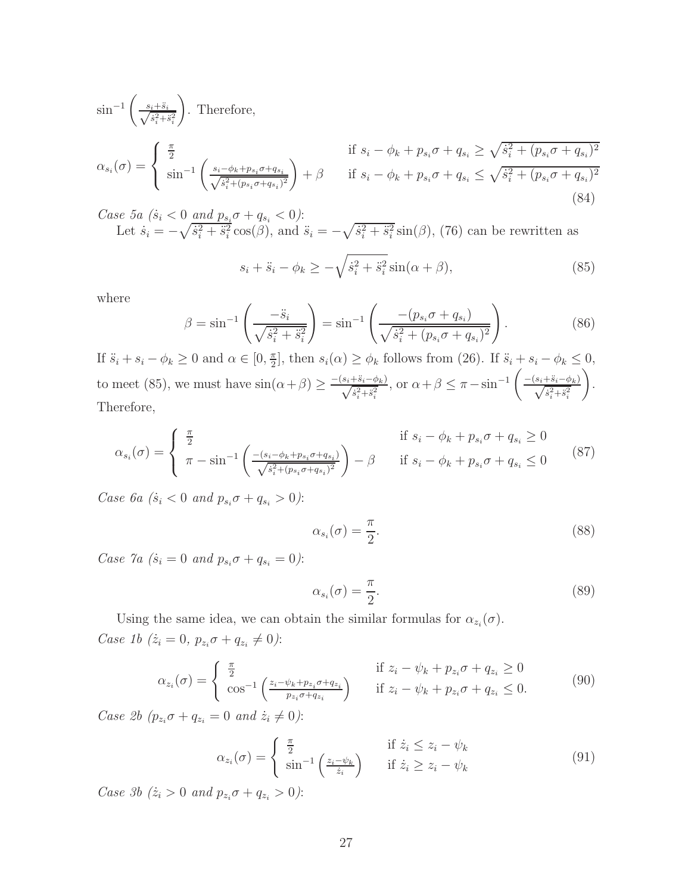$\sin^{-1}\left(\frac{s_i+\ddot{s}_i}{\sqrt{\dot{s}_i^2+\ddot{s}_i^2}}\right)$. Therefore,

$$
\alpha_{s_i}(\sigma) = \begin{cases} \frac{\pi}{2} & \text{if } s_i - \phi_k + p_{s_i}\sigma + q_{s_i} \geq \sqrt{\dot{s}_i^2 + (p_{s_i}\sigma + q_{s_i})^2} \\ \sin^{-1}\left(\frac{s_i - \phi_k + p_{s_i}\sigma + q_{s_i}}{\sqrt{\dot{s}_i^2 + (p_{s_i}\sigma + q_{s_i})^2}}\right) + \beta & \text{if } s_i - \phi_k + p_{s_i}\sigma + q_{s_i} \leq \sqrt{\dot{s}_i^2 + (p_{s_i}\sigma + q_{s_i})^2} \end{cases} \tag{84}
$$

*Case 5a ($\dot{s}_i < 0$ and $p_{s_i}\sigma + q_{s_i} < 0$):*
Let $\dot{s}_i = -\sqrt{\dot{s}_i^2 + \ddot{s}_i^2}\cos(\beta)$, and $\ddot{s}_i = -\sqrt{\dot{s}_i^2 + \ddot{s}_i^2}\sin(\beta)$, (76) can be rewritten as

$$
s_i + \ddot{s}_i - \phi_k \geq -\sqrt{\dot{s}_i^2 + \ddot{s}_i^2}\sin(\alpha + \beta), \tag{85}
$$

where

$$
\beta = \sin^{-1}\left(\frac{-\ddot{s}_i}{\sqrt{\dot{s}_i^2 + \ddot{s}_i^2}}\right) = \sin^{-1}\left(\frac{-(p_{s_i}\sigma + q_{s_i})}{\sqrt{\dot{s}_i^2 + (p_{s_i}\sigma + q_{s_i})^2}}\right). \tag{86}
$$

If $\ddot{s}_i + s_i - \phi_k \geq 0$ and $\alpha \in [0, \frac{\pi}{2}]$, then $s_i(\alpha) \geq \phi_k$ follows from (26). If $\ddot{s}_i + s_i - \phi_k \leq 0$, to meet (85), we must have $\sin(\alpha+\beta) \geq \frac{-(s_i+\ddot{s}_i-\phi_k)}{\sqrt{\dot{s}_i^2+\ddot{s}_i^2}}$, or $\alpha+\beta \leq \pi - \sin^{-1}\left(\frac{-(s_i+\ddot{s}_i-\phi_k)}{\sqrt{\dot{s}_i^2+\ddot{s}_i^2}}\right)$. Therefore,

$$
\alpha_{s_i}(\sigma) = \begin{cases} \frac{\pi}{2} & \text{if } s_i - \phi_k + p_{s_i}\sigma + q_{s_i} \geq 0 \\ \pi - \sin^{-1}\left(\frac{-(s_i - \phi_k + p_{s_i}\sigma + q_{s_i})}{\sqrt{\dot{s}_i^2 + (p_{s_i}\sigma + q_{s_i})^2}}\right) - \beta & \text{if } s_i - \phi_k + p_{s_i}\sigma + q_{s_i} \leq 0 \end{cases} \tag{87}
$$

*Case 6a ($\dot{s}_i < 0$ and $p_{s_i}\sigma + q_{s_i} > 0$):*

$$
\alpha_{s_i}(\sigma) = \frac{\pi}{2}. \tag{88}
$$

*Case 7a ($\dot{s}_i = 0$ and $p_{s_i}\sigma + q_{s_i} = 0$):*

$$
\alpha_{s_i}(\sigma) = \frac{\pi}{2}. \tag{89}
$$

Using the same idea, we can obtain the similar formulas for $\alpha_{z_i}(\sigma)$.

*Case 1b ($\dot{z}_i = 0$, $p_{z_i}\sigma + q_{z_i} \neq 0$):*

$$
\alpha_{z_i}(\sigma) = \begin{cases} \frac{\pi}{2} & \text{if } z_i - \psi_k + p_{z_i}\sigma + q_{z_i} \geq 0 \\ \cos^{-1}\left(\frac{z_i - \psi_k + p_{z_i}\sigma + q_{z_i}}{p_{z_i}\sigma + q_{z_i}}\right) & \text{if } z_i - \psi_k + p_{z_i}\sigma + q_{z_i} \leq 0. \end{cases} \tag{90}
$$

*Case 2b ($p_{z_i}\sigma + q_{z_i} = 0$ and $\dot{z}_i \neq 0$):*

$$
\alpha_{z_i}(\sigma) = \begin{cases} \frac{\pi}{2} & \text{if } \dot{z}_i \leq z_i - \psi_k \\ \sin^{-1}\left(\frac{z_i - \psi_k}{\dot{z}_i}\right) & \text{if } \dot{z}_i \geq z_i - \psi_k \end{cases} \tag{91}
$$

*Case 3b ($\dot{z}_i > 0$ and $p_{z_i}\sigma + q_{z_i} > 0$):*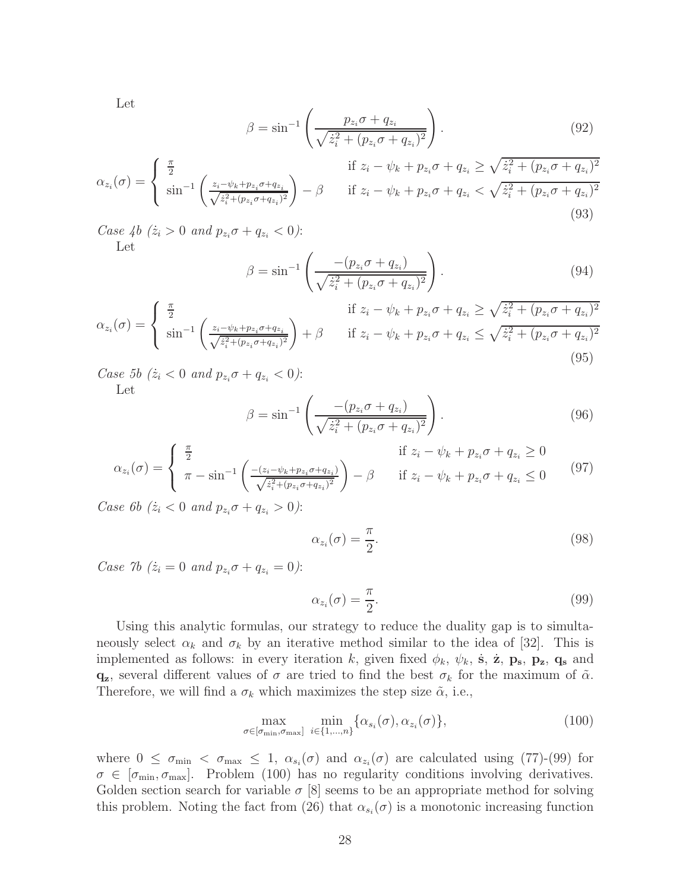Let

$$\beta = \sin^{-1}\left(\frac{p_{z_i}\sigma + q_{z_i}}{\sqrt{\dot{z}_i^2 + (p_{z_i}\sigma + q_{z_i})^2}}\right). \tag{92}$$

$$\alpha_{z_i}(\sigma) = \begin{cases} \frac{\pi}{2} & \text{if } z_i - \psi_k + p_{z_i}\sigma + q_{z_i} \geq \sqrt{\dot{z}_i^2 + (p_{z_i}\sigma + q_{z_i})^2} \\ \sin^{-1}\left(\frac{z_i - \psi_k + p_{z_i}\sigma + q_{z_i}}{\sqrt{\dot{z}_i^2 + (p_{z_i}\sigma + q_{z_i})^2}}\right) - \beta & \text{if } z_i - \psi_k + p_{z_i}\sigma + q_{z_i} < \sqrt{\dot{z}_i^2 + (p_{z_i}\sigma + q_{z_i})^2} \end{cases} \tag{93}$$

*Case 4b ($\dot{z}_i > 0$ and $p_{z_i}\sigma + q_{z_i} < 0$):*
Let

$$\beta = \sin^{-1}\left(\frac{-(p_{z_i}\sigma + q_{z_i})}{\sqrt{\dot{z}_i^2 + (p_{z_i}\sigma + q_{z_i})^2}}\right). \tag{94}$$

$$\alpha_{z_i}(\sigma) = \begin{cases} \frac{\pi}{2} & \text{if } z_i - \psi_k + p_{z_i}\sigma + q_{z_i} \geq \sqrt{\dot{z}_i^2 + (p_{z_i}\sigma + q_{z_i})^2} \\ \sin^{-1}\left(\frac{z_i - \psi_k + p_{z_i}\sigma + q_{z_i}}{\sqrt{\dot{z}_i^2 + (p_{z_i}\sigma + q_{z_i})^2}}\right) + \beta & \text{if } z_i - \psi_k + p_{z_i}\sigma + q_{z_i} \leq \sqrt{\dot{z}_i^2 + (p_{z_i}\sigma + q_{z_i})^2} \end{cases} \tag{95}$$

*Case 5b ($\dot{z}_i < 0$ and $p_{z_i}\sigma + q_{z_i} < 0$):*
Let

$$\beta = \sin^{-1}\left(\frac{-(p_{z_i}\sigma + q_{z_i})}{\sqrt{\dot{z}_i^2 + (p_{z_i}\sigma + q_{z_i})^2}}\right). \tag{96}$$

$$\alpha_{z_i}(\sigma) = \begin{cases} \frac{\pi}{2} & \text{if } z_i - \psi_k + p_{z_i}\sigma + q_{z_i} \geq 0 \\ \pi - \sin^{-1}\left(\frac{-(z_i - \psi_k + p_{z_i}\sigma + q_{z_i})}{\sqrt{\dot{z}_i^2 + (p_{z_i}\sigma + q_{z_i})^2}}\right) - \beta & \text{if } z_i - \psi_k + p_{z_i}\sigma + q_{z_i} \leq 0 \end{cases} \tag{97}$$

*Case 6b ($\dot{z}_i < 0$ and $p_{z_i}\sigma + q_{z_i} > 0$):*

$$\alpha_{z_i}(\sigma) = \frac{\pi}{2}. \tag{98}$$

*Case 7b ($\dot{z}_i = 0$ and $p_{z_i}\sigma + q_{z_i} = 0$):*

$$\alpha_{z_i}(\sigma) = \frac{\pi}{2}. \tag{99}$$

Using this analytic formulas, our strategy to reduce the duality gap is to simultaneously select $\alpha_k$ and $\sigma_k$ by an iterative method similar to the idea of [32]. This is implemented as follows: in every iteration $k$, given fixed $\phi_k$, $\psi_k$, $\dot{\mathbf{s}}$, $\dot{\mathbf{z}}$, $\mathbf{p_s}$, $\mathbf{p_z}$, $\mathbf{q_s}$ and $\mathbf{q_z}$, several different values of $\sigma$ are tried to find the best $\sigma_k$ for the maximum of $\tilde{\alpha}$. Therefore, we will find a $\sigma_k$ which maximizes the step size $\tilde{\alpha}$, i.e.,

$$\max_{\sigma \in [\sigma_{\min}, \sigma_{\max}]} \min_{i \in \{1,\ldots,n\}} \{\alpha_{s_i}(\sigma), \alpha_{z_i}(\sigma)\}, \tag{100}$$

where $0 \leq \sigma_{\min} < \sigma_{\max} \leq 1$, $\alpha_{s_i}(\sigma)$ and $\alpha_{z_i}(\sigma)$ are calculated using (77)-(99) for $\sigma \in [\sigma_{\min}, \sigma_{\max}]$. Problem (100) has no regularity conditions involving derivatives. Golden section search for variable $\sigma$ [8] seems to be an appropriate method for solving this problem. Noting the fact from (26) that $\alpha_{s_i}(\sigma)$ is a monotonic increasing function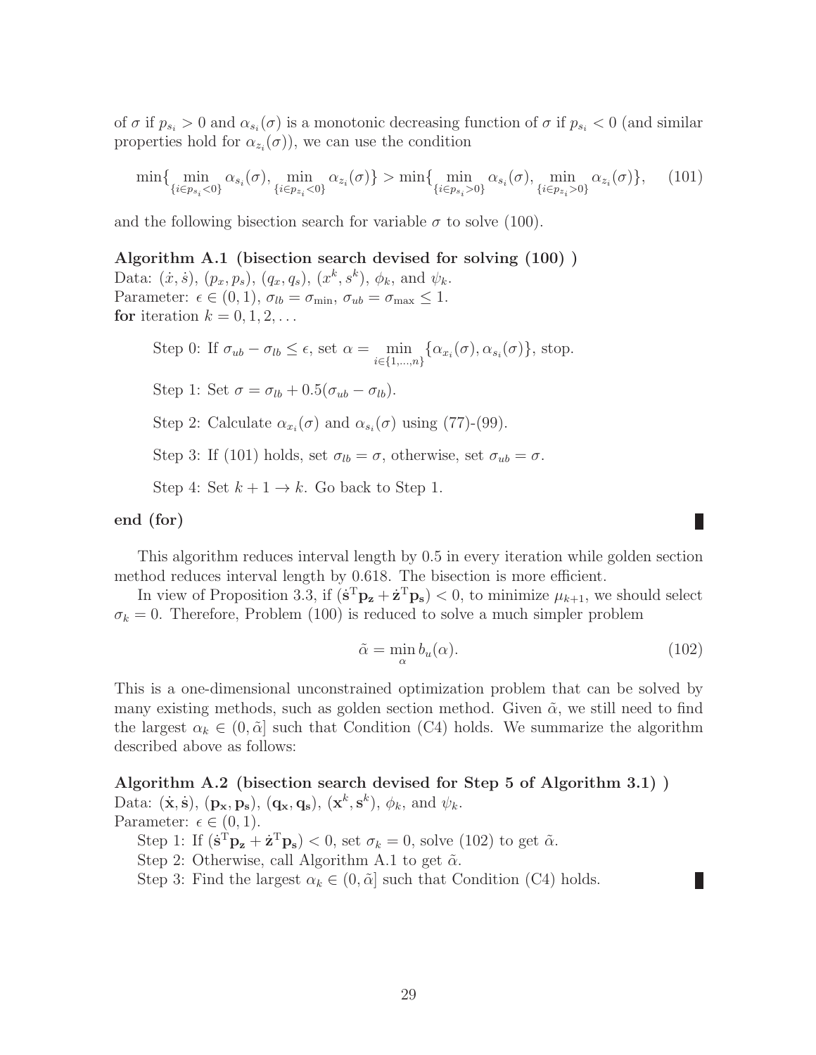of $\sigma$ if $p_{s_i} > 0$ and $\alpha_{s_i}(\sigma)$ is a monotonic decreasing function of $\sigma$ if $p_{s_i} < 0$ (and similar properties hold for $\alpha_{z_i}(\sigma)$), we can use the condition

$$\min\{\min_{\{i \in p_{s_i} < 0\}} \alpha_{s_i}(\sigma), \min_{\{i \in p_{z_i} < 0\}} \alpha_{z_i}(\sigma)\} > \min\{\min_{\{i \in p_{s_i} > 0\}} \alpha_{s_i}(\sigma), \min_{\{i \in p_{z_i} > 0\}} \alpha_{z_i}(\sigma)\}, \quad (101)$$

and the following bisection search for variable $\sigma$ to solve (100).

**Algorithm A.1 (bisection search devised for solving (100) )**
Data: $(\dot{x}, \dot{s})$, $(p_x, p_s)$, $(q_x, q_s)$, $(x^k, s^k)$, $\phi_k$, and $\psi_k$.
Parameter: $\epsilon \in (0, 1)$, $\sigma_{lb} = \sigma_{\min}$, $\sigma_{ub} = \sigma_{\max} \leq 1$.
**for** iteration $k = 0, 1, 2, \ldots$

Step 0: If $\sigma_{ub} - \sigma_{lb} \leq \epsilon$, set $\alpha = \min_{i \in \{1, \ldots, n\}} \{\alpha_{x_i}(\sigma), \alpha_{s_i}(\sigma)\}$, stop.

Step 1: Set $\sigma = \sigma_{lb} + 0.5(\sigma_{ub} - \sigma_{lb})$.

Step 2: Calculate $\alpha_{x_i}(\sigma)$ and $\alpha_{s_i}(\sigma)$ using (77)-(99).

Step 3: If (101) holds, set $\sigma_{lb} = \sigma$, otherwise, set $\sigma_{ub} = \sigma$.

Step 4: Set $k + 1 \to k$. Go back to Step 1.

**end (for)** ∎

This algorithm reduces interval length by 0.5 in every iteration while golden section method reduces interval length by 0.618. The bisection is more efficient.

In view of Proposition 3.3, if $(\dot{\mathbf{s}}^{\mathrm{T}} \mathbf{p_z} + \dot{\mathbf{z}}^{\mathrm{T}} \mathbf{p_s}) < 0$, to minimize $\mu_{k+1}$, we should select $\sigma_k = 0$. Therefore, Problem (100) is reduced to solve a much simpler problem

$$\tilde{\alpha} = \min_{\alpha} b_u(\alpha). \quad (102)$$

This is a one-dimensional unconstrained optimization problem that can be solved by many existing methods, such as golden section method. Given $\tilde{\alpha}$, we still need to find the largest $\alpha_k \in (0, \tilde{\alpha}]$ such that Condition (C4) holds. We summarize the algorithm described above as follows:

**Algorithm A.2 (bisection search devised for Step 5 of Algorithm 3.1) )**
Data: $(\dot{\mathbf{x}}, \dot{\mathbf{s}})$, $(\mathbf{p_x}, \mathbf{p_s})$, $(\mathbf{q_x}, \mathbf{q_s})$, $(\mathbf{x}^k, \mathbf{s}^k)$, $\phi_k$, and $\psi_k$.
Parameter: $\epsilon \in (0, 1)$.

Step 1: If $(\dot{\mathbf{s}}^{\mathrm{T}} \mathbf{p_z} + \dot{\mathbf{z}}^{\mathrm{T}} \mathbf{p_s}) < 0$, set $\sigma_k = 0$, solve (102) to get $\tilde{\alpha}$.

Step 2: Otherwise, call Algorithm A.1 to get $\tilde{\alpha}$.

Step 3: Find the largest $\alpha_k \in (0, \tilde{\alpha}]$ such that Condition (C4) holds. ∎